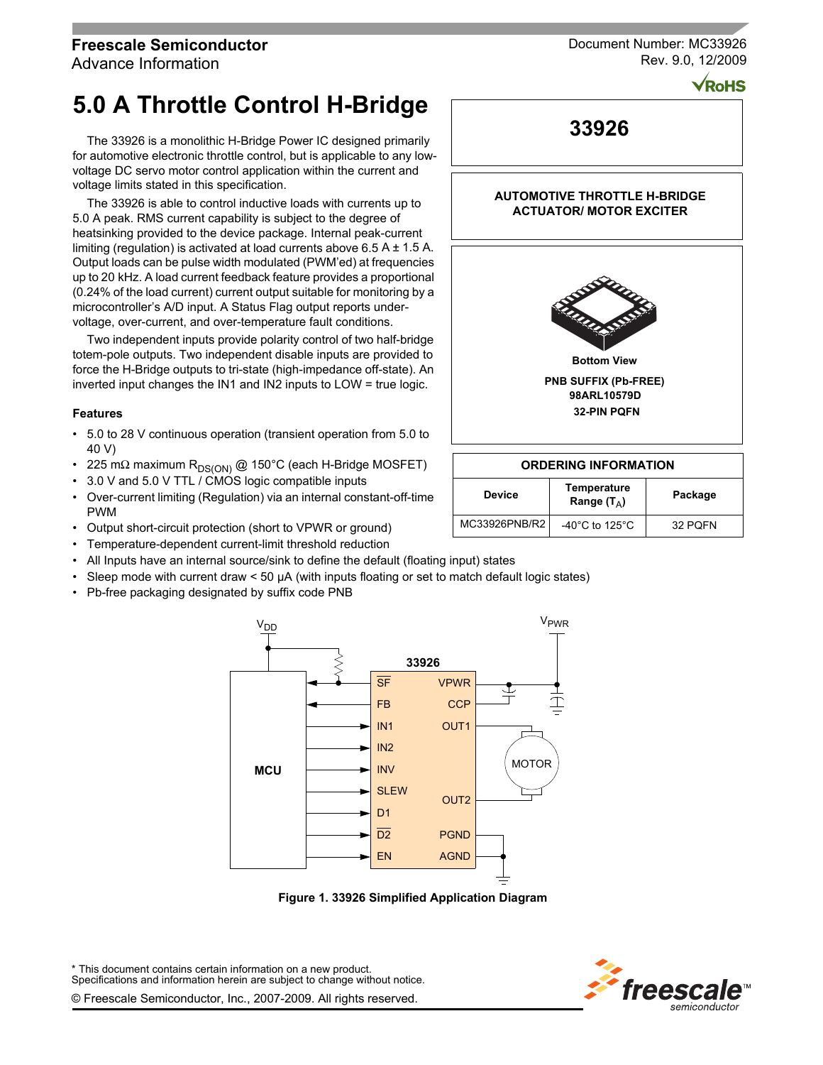Freescale Semiconductor
Advance Information

Document Number: MC33926
Rev. 9.0, 12/2009

# 5.0 A Throttle Control H-Bridge

The 33926 is a monolithic H-Bridge Power IC designed primarily for automotive electronic throttle control, but is applicable to any low-voltage DC servo motor control application within the current and voltage limits stated in this specification.

The 33926 is able to control inductive loads with currents up to 5.0 A peak. RMS current capability is subject to the degree of heatsinking provided to the device package. Internal peak-current limiting (regulation) is activated at load currents above 6.5 A ± 1.5 A. Output loads can be pulse width modulated (PWM'ed) at frequencies up to 20 kHz. A load current feedback feature provides a proportional (0.24% of the load current) current output suitable for monitoring by a microcontroller's A/D input. A Status Flag output reports under-voltage, over-current, and over-temperature fault conditions.

Two independent inputs provide polarity control of two half-bridge totem-pole outputs. Two independent disable inputs are provided to force the H-Bridge outputs to tri-state (high-impedance off-state). An inverted input changes the IN1 and IN2 inputs to LOW = true logic.

**33926**

**AUTOMOTIVE THROTTLE H-BRIDGE ACTUATOR/ MOTOR EXCITER**

**Bottom View**

**PNB SUFFIX (Pb-FREE)**
**98ARL10579D**
**32-PIN PQFN**

| ORDERING INFORMATION | | |
|---|---|---|
| **Device** | **Temperature Range ($T_A$)** | **Package** |
| MC33926PNB/R2 | -40°C to 125°C | 32 PQFN |

### Features

- 5.0 to 28 V continuous operation (transient operation from 5.0 to 40 V)
- 225 mΩ maximum $R_{DS(ON)}$ @ 150°C (each H-Bridge MOSFET)
- 3.0 V and 5.0 V TTL / CMOS logic compatible inputs
- Over-current limiting (Regulation) via an internal constant-off-time PWM
- Output short-circuit protection (short to VPWR or ground)
- Temperature-dependent current-limit threshold reduction
- All Inputs have an internal source/sink to define the default (floating input) states
- Sleep mode with current draw < 50 µA (with inputs floating or set to match default logic states)
- Pb-free packaging designated by suffix code PNB

**Figure 1. 33926 Simplified Application Diagram**

\* This document contains certain information on a new product.
Specifications and information herein are subject to change without notice.

© Freescale Semiconductor, Inc., 2007-2009. All rights reserved.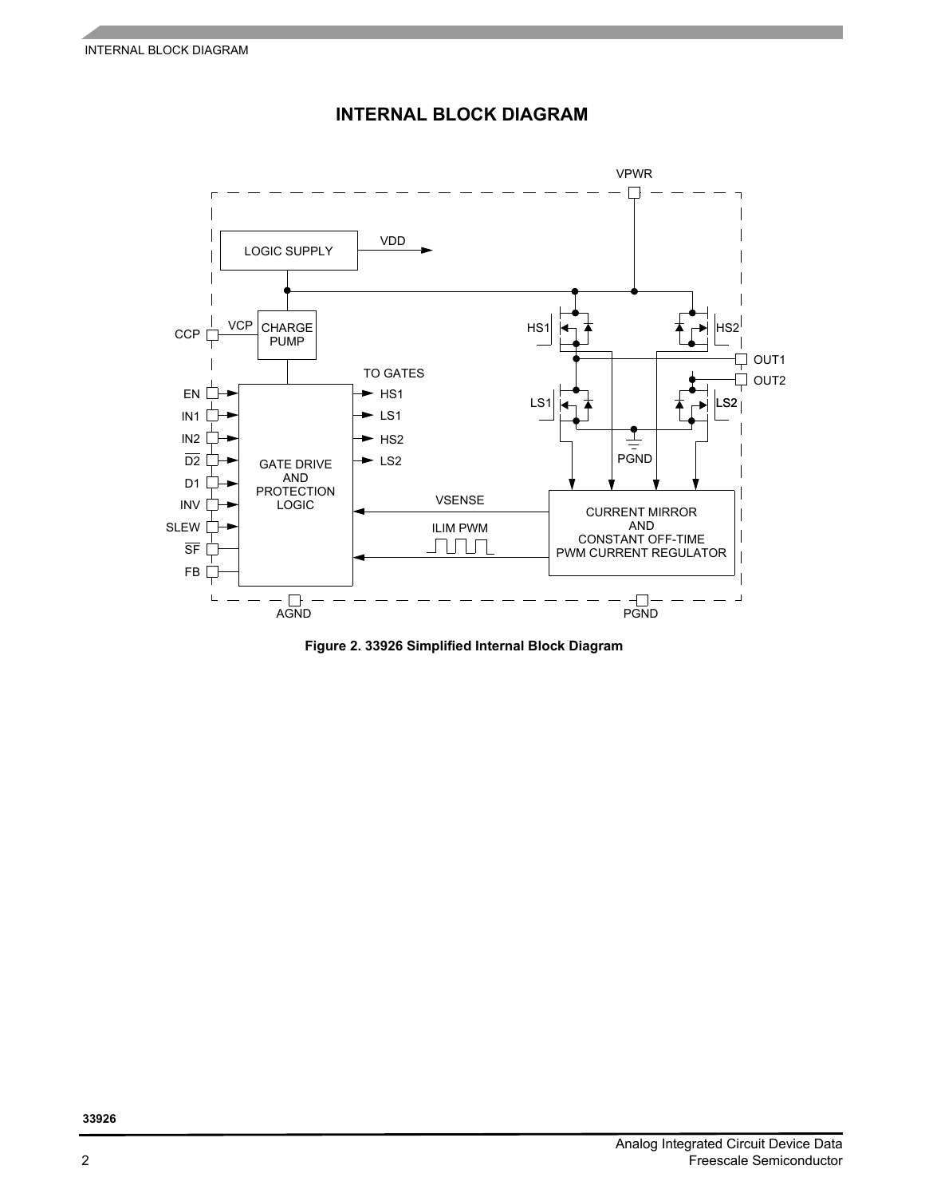# INTERNAL BLOCK DIAGRAM

Figure 2. 33926 Simplified Internal Block Diagram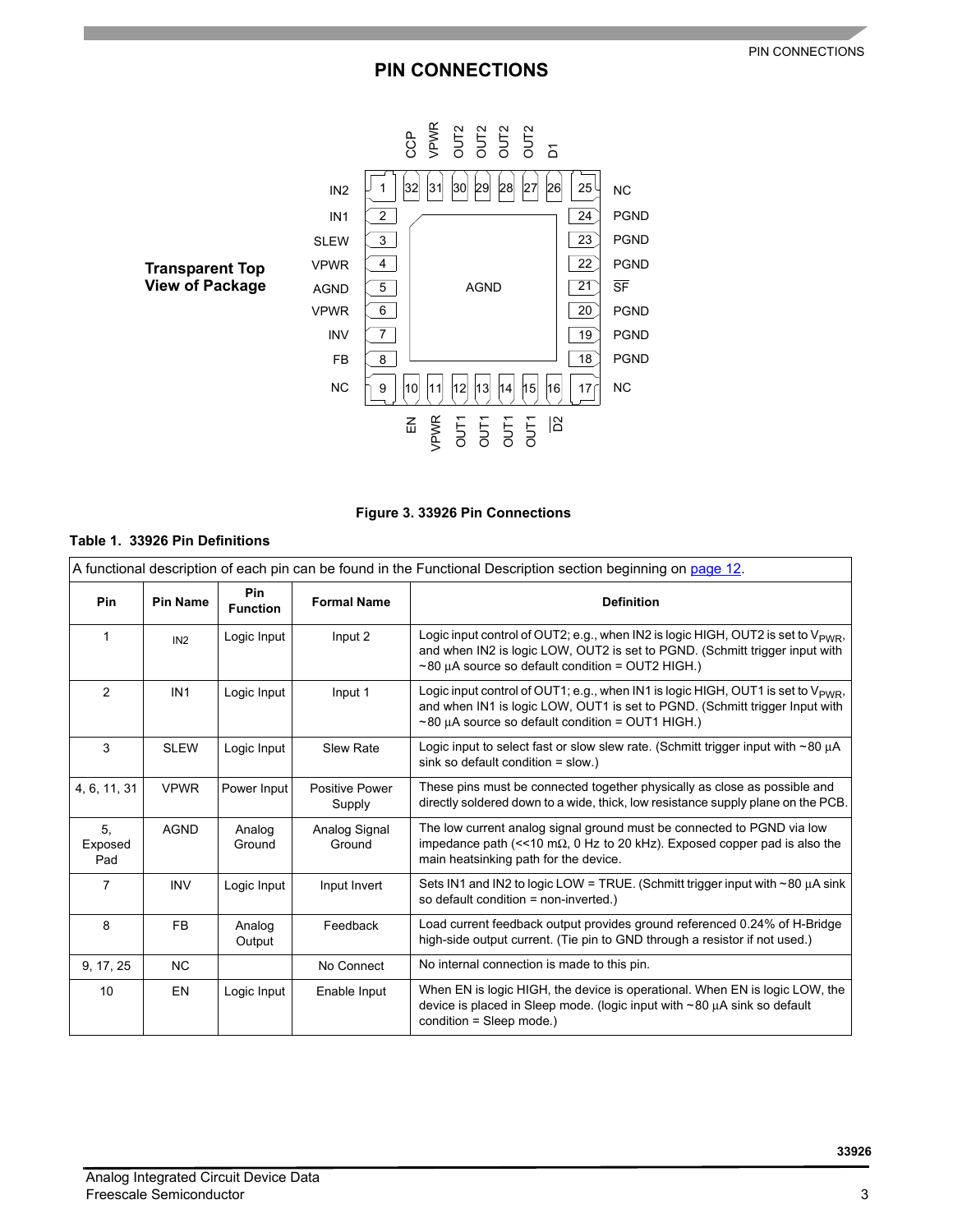# PIN CONNECTIONS

**Transparent Top View of Package**

| Pin | Name | Pin | Name |
|---|---|---|---|
| 1 | IN2 | 25 | NC |
| 2 | IN1 | 24 | PGND |
| 3 | SLEW | 23 | PGND |
| 4 | VPWR | 22 | PGND |
| 5 | AGND | 21 | $\overline{SF}$ |
| 6 | VPWR | 20 | PGND |
| 7 | INV | 19 | PGND |
| 8 | FB | 18 | PGND |
| 9 | NC | 17 | NC |
| 10 | EN | 32 | CCP |
| 11 | VPWR | 31 | VPWR |
| 12 | OUT1 | 30 | OUT2 |
| 13 | OUT1 | 29 | OUT2 |
| 14 | OUT1 | 28 | OUT2 |
| 15 | OUT1 | 27 | OUT2 |
| 16 | $\overline{D2}$ | 26 | D1 |

Exposed Pad: AGND

**Figure 3. 33926 Pin Connections**

**Table 1. 33926 Pin Definitions**

A functional description of each pin can be found in the Functional Description section beginning on page 12.

| Pin | Pin Name | Pin Function | Formal Name | Definition |
|---|---|---|---|---|
| 1 | IN2 | Logic Input | Input 2 | Logic input control of OUT2; e.g., when IN2 is logic HIGH, OUT2 is set to $V_{PWR}$, and when IN2 is logic LOW, OUT2 is set to PGND. (Schmitt trigger input with ~80 μA source so default condition = OUT2 HIGH.) |
| 2 | IN1 | Logic Input | Input 1 | Logic input control of OUT1; e.g., when IN1 is logic HIGH, OUT1 is set to $V_{PWR}$, and when IN1 is logic LOW, OUT1 is set to PGND. (Schmitt trigger Input with ~80 μA source so default condition = OUT1 HIGH.) |
| 3 | SLEW | Logic Input | Slew Rate | Logic input to select fast or slow slew rate. (Schmitt trigger input with ~80 μA sink so default condition = slow.) |
| 4, 6, 11, 31 | VPWR | Power Input | Positive Power Supply | These pins must be connected together physically as close as possible and directly soldered down to a wide, thick, low resistance supply plane on the PCB. |
| 5, Exposed Pad | AGND | Analog Ground | Analog Signal Ground | The low current analog signal ground must be connected to PGND via low impedance path (<<10 mΩ, 0 Hz to 20 kHz). Exposed copper pad is also the main heatsinking path for the device. |
| 7 | INV | Logic Input | Input Invert | Sets IN1 and IN2 to logic LOW = TRUE. (Schmitt trigger input with ~80 μA sink so default condition = non-inverted.) |
| 8 | FB | Analog Output | Feedback | Load current feedback output provides ground referenced 0.24% of H-Bridge high-side output current. (Tie pin to GND through a resistor if not used.) |
| 9, 17, 25 | NC | | No Connect | No internal connection is made to this pin. |
| 10 | EN | Logic Input | Enable Input | When EN is logic HIGH, the device is operational. When EN is logic LOW, the device is placed in Sleep mode. (logic input with ~80 μA sink so default condition = Sleep mode.) |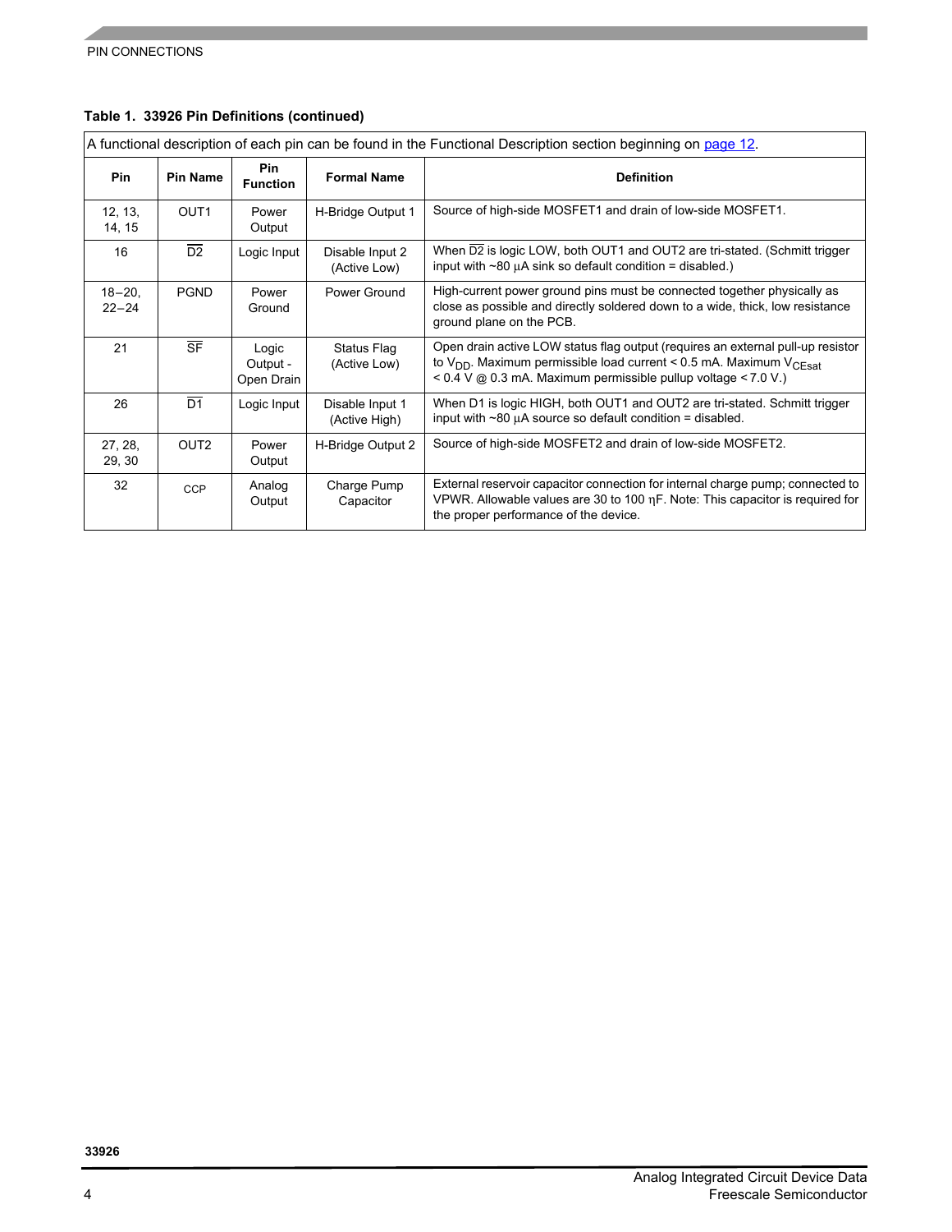**Table 1. 33926 Pin Definitions (continued)**

A functional description of each pin can be found in the Functional Description section beginning on page 12.

| Pin | Pin Name | Pin Function | Formal Name | Definition |
|---|---|---|---|---|
| 12, 13, 14, 15 | OUT1 | Power Output | H-Bridge Output 1 | Source of high-side MOSFET1 and drain of low-side MOSFET1. |
| 16 | $\overline{\text{D2}}$ | Logic Input | Disable Input 2 (Active Low) | When $\overline{\text{D2}}$ is logic LOW, both OUT1 and OUT2 are tri-stated. (Schmitt trigger input with ~80 µA sink so default condition = disabled.) |
| 18–20, 22–24 | PGND | Power Ground | Power Ground | High-current power ground pins must be connected together physically as close as possible and directly soldered down to a wide, thick, low resistance ground plane on the PCB. |
| 21 | $\overline{\text{SF}}$ | Logic Output - Open Drain | Status Flag (Active Low) | Open drain active LOW status flag output (requires an external pull-up resistor to $V_{DD}$. Maximum permissible load current < 0.5 mA. Maximum $V_{CEsat}$ < 0.4 V @ 0.3 mA. Maximum permissible pullup voltage < 7.0 V.) |
| 26 | $\overline{\text{D1}}$ | Logic Input | Disable Input 1 (Active High) | When D1 is logic HIGH, both OUT1 and OUT2 are tri-stated. Schmitt trigger input with ~80 µA source so default condition = disabled. |
| 27, 28, 29, 30 | OUT2 | Power Output | H-Bridge Output 2 | Source of high-side MOSFET2 and drain of low-side MOSFET2. |
| 32 | CCP | Analog Output | Charge Pump Capacitor | External reservoir capacitor connection for internal charge pump; connected to VPWR. Allowable values are 30 to 100 ηF. Note: This capacitor is required for the proper performance of the device. |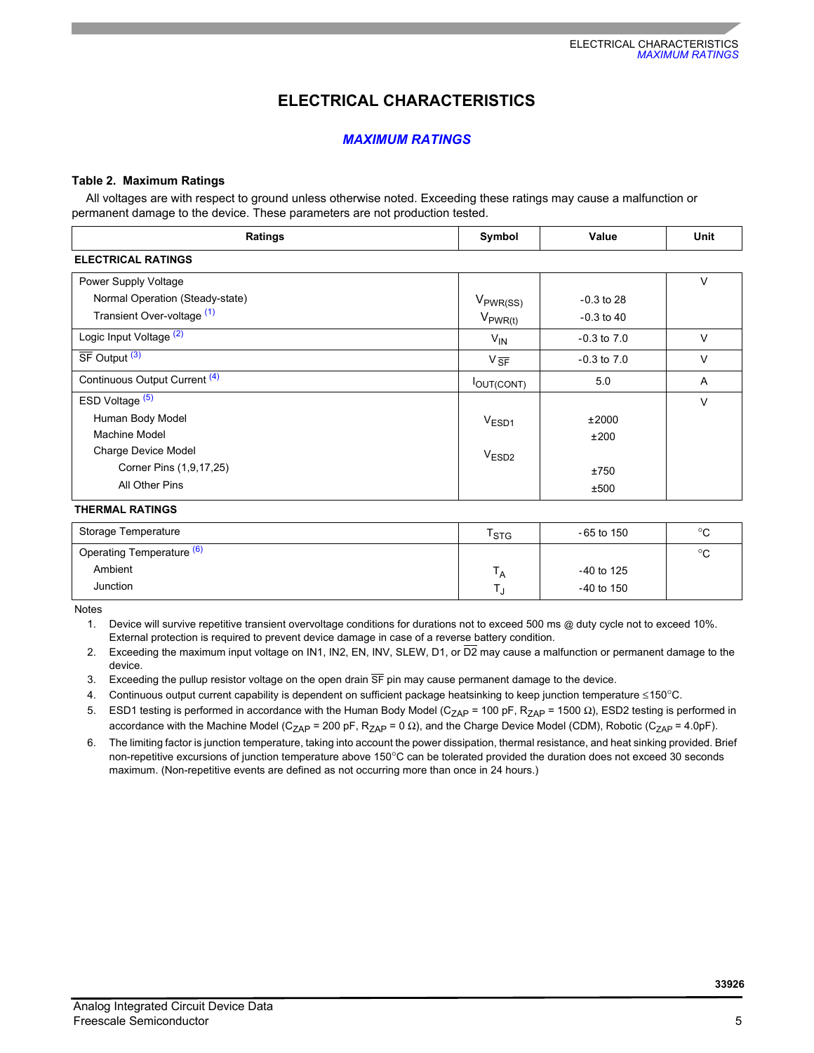# ELECTRICAL CHARACTERISTICS

## MAXIMUM RATINGS

**Table 2. Maximum Ratings**

All voltages are with respect to ground unless otherwise noted. Exceeding these ratings may cause a malfunction or permanent damage to the device. These parameters are not production tested.

| Ratings | Symbol | Value | Unit |
|---|---|---|---|
| **ELECTRICAL RATINGS** | | | |
| Power Supply Voltage | | | V |
| Normal Operation (Steady-state) | $V_{PWR(SS)}$ | -0.3 to 28 | |
| Transient Over-voltage [(1)] | $V_{PWR(t)}$ | -0.3 to 40 | |
| Logic Input Voltage [(2)] | $V_{IN}$ | -0.3 to 7.0 | V |
| $\overline{SF}$ Output [(3)] | $V_{\overline{SF}}$ | -0.3 to 7.0 | V |
| Continuous Output Current [(4)] | $I_{OUT(CONT)}$ | 5.0 | A |
| ESD Voltage [(5)] | | | V |
| Human Body Model | $V_{ESD1}$ | ±2000 | |
| Machine Model | | ±200 | |
| Charge Device Model | $V_{ESD2}$ | | |
| Corner Pins (1,9,17,25) | | ±750 | |
| All Other Pins | | ±500 | |
| **THERMAL RATINGS** | | | |
| Storage Temperature | $T_{STG}$ | - 65 to 150 | °C |
| Operating Temperature [(6)] | | | °C |
| Ambient | $T_A$ | -40 to 125 | |
| Junction | $T_J$ | -40 to 150 | |

Notes

1. Device will survive repetitive transient overvoltage conditions for durations not to exceed 500 ms @ duty cycle not to exceed 10%. External protection is required to prevent device damage in case of a reverse battery condition.
2. Exceeding the maximum input voltage on IN1, IN2, EN, INV, SLEW, D1, or $\overline{D2}$ may cause a malfunction or permanent damage to the device.
3. Exceeding the pullup resistor voltage on the open drain $\overline{SF}$ pin may cause permanent damage to the device.
4. Continuous output current capability is dependent on sufficient package heatsinking to keep junction temperature ≤150°C.
5. ESD1 testing is performed in accordance with the Human Body Model ($C_{ZAP}$ = 100 pF, $R_{ZAP}$ = 1500 Ω), ESD2 testing is performed in accordance with the Machine Model ($C_{ZAP}$ = 200 pF, $R_{ZAP}$ = 0 Ω), and the Charge Device Model (CDM), Robotic ($C_{ZAP}$ = 4.0pF).
6. The limiting factor is junction temperature, taking into account the power dissipation, thermal resistance, and heat sinking provided. Brief non-repetitive excursions of junction temperature above 150°C can be tolerated provided the duration does not exceed 30 seconds maximum. (Non-repetitive events are defined as not occurring more than once in 24 hours.)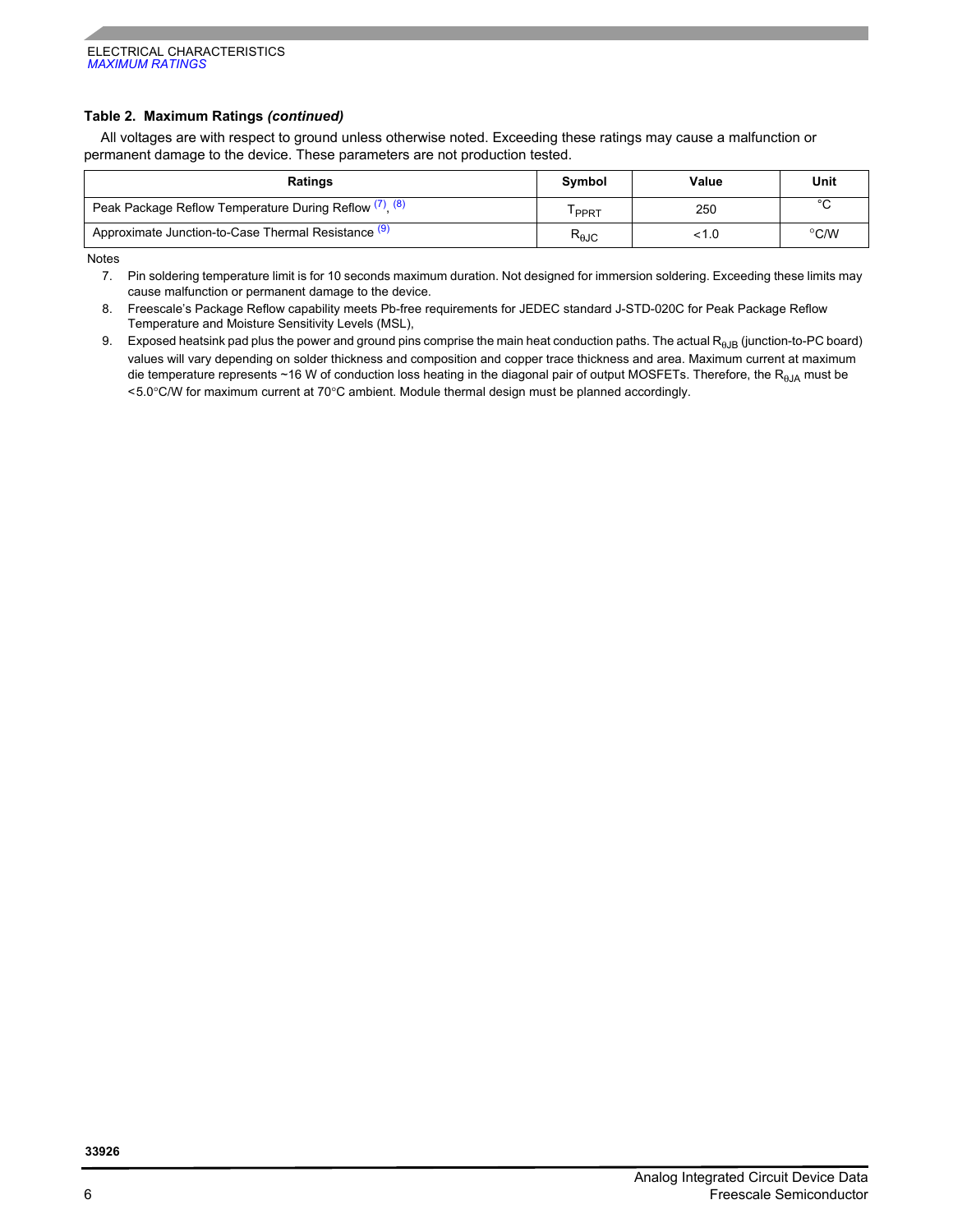**Table 2. Maximum Ratings *(continued)***

All voltages are with respect to ground unless otherwise noted. Exceeding these ratings may cause a malfunction or permanent damage to the device. These parameters are not production tested.

| Ratings | Symbol | Value | Unit |
|---|---|---|---|
| Peak Package Reflow Temperature During Reflow [(7)], [(8)] | $T_{PPRT}$ | 250 | °C |
| Approximate Junction-to-Case Thermal Resistance [(9)] | $R_{\theta JC}$ | <1.0 | °C/W |

Notes

7. Pin soldering temperature limit is for 10 seconds maximum duration. Not designed for immersion soldering. Exceeding these limits may cause malfunction or permanent damage to the device.
8. Freescale's Package Reflow capability meets Pb-free requirements for JEDEC standard J-STD-020C for Peak Package Reflow Temperature and Moisture Sensitivity Levels (MSL),
9. Exposed heatsink pad plus the power and ground pins comprise the main heat conduction paths. The actual $R_{\theta JB}$ (junction-to-PC board) values will vary depending on solder thickness and composition and copper trace thickness and area. Maximum current at maximum die temperature represents ~16 W of conduction loss heating in the diagonal pair of output MOSFETs. Therefore, the $R_{\theta JA}$ must be <5.0°C/W for maximum current at 70°C ambient. Module thermal design must be planned accordingly.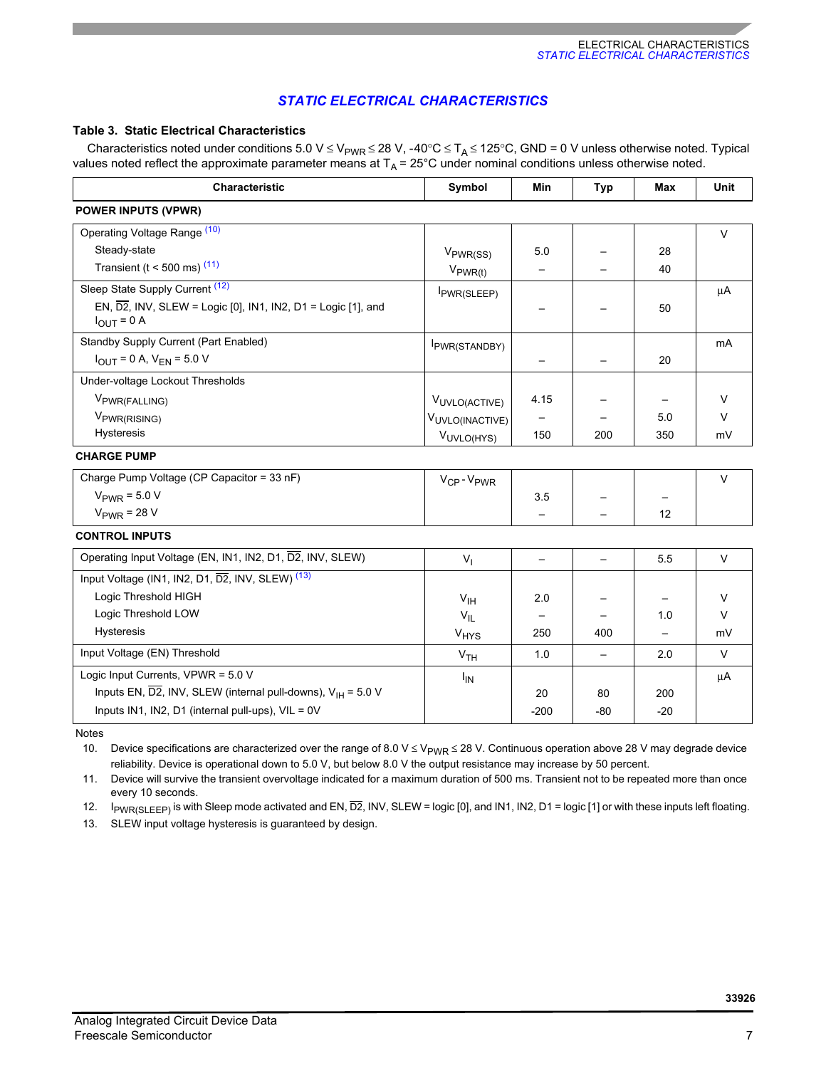## STATIC ELECTRICAL CHARACTERISTICS

**Table 3. Static Electrical Characteristics**

Characteristics noted under conditions 5.0 V ≤ $V_{PWR}$ ≤ 28 V, -40°C ≤ $T_A$ ≤ 125°C, GND = 0 V unless otherwise noted. Typical values noted reflect the approximate parameter means at $T_A$ = 25°C under nominal conditions unless otherwise noted.

| Characteristic | Symbol | Min | Typ | Max | Unit |
|---|---|---|---|---|---|
| **POWER INPUTS (VPWR)** | | | | | |
| Operating Voltage Range [10] | | | | | V |
| Steady-state | $V_{PWR(SS)}$ | 5.0 | – | 28 | |
| Transient (t < 500 ms) [11] | $V_{PWR(t)}$ | – | – | 40 | |
| Sleep State Supply Current [12]<br>EN, $\overline{D2}$, INV, SLEW = Logic [0], IN1, IN2, D1 = Logic [1], and $I_{OUT}$ = 0 A | $I_{PWR(SLEEP)}$ | – | – | 50 | µA |
| Standby Supply Current (Part Enabled)<br>$I_{OUT}$ = 0 A, $V_{EN}$ = 5.0 V | $I_{PWR(STANDBY)}$ | – | – | 20 | mA |
| Under-voltage Lockout Thresholds | | | | | |
| $V_{PWR(FALLING)}$ | $V_{UVLO(ACTIVE)}$ | 4.15 | – | – | V |
| $V_{PWR(RISING)}$ | $V_{UVLO(INACTIVE)}$ | – | – | 5.0 | V |
| Hysteresis | $V_{UVLO(HYS)}$ | 150 | 200 | 350 | mV |
| **CHARGE PUMP** | | | | | |
| Charge Pump Voltage (CP Capacitor = 33 nF) | $V_{CP}$ - $V_{PWR}$ | | | | V |
| $V_{PWR}$ = 5.0 V | | 3.5 | – | – | |
| $V_{PWR}$ = 28 V | | – | – | 12 | |
| **CONTROL INPUTS** | | | | | |
| Operating Input Voltage (EN, IN1, IN2, D1, $\overline{D2}$, INV, SLEW) | $V_I$ | – | – | 5.5 | V |
| Input Voltage (IN1, IN2, D1, $\overline{D2}$, INV, SLEW) [13] | | | | | |
| Logic Threshold HIGH | $V_{IH}$ | 2.0 | – | – | V |
| Logic Threshold LOW | $V_{IL}$ | – | – | 1.0 | V |
| Hysteresis | $V_{HYS}$ | 250 | 400 | – | mV |
| Input Voltage (EN) Threshold | $V_{TH}$ | 1.0 | – | 2.0 | V |
| Logic Input Currents, VPWR = 5.0 V | $I_{IN}$ | | | | µA |
| Inputs EN, $\overline{D2}$, INV, SLEW (internal pull-downs), $V_{IH}$ = 5.0 V | | 20 | 80 | 200 | |
| Inputs IN1, IN2, D1 (internal pull-ups), VIL = 0V | | -200 | -80 | -20 | |

Notes

10. Device specifications are characterized over the range of 8.0 V ≤ $V_{PWR}$ ≤ 28 V. Continuous operation above 28 V may degrade device reliability. Device is operational down to 5.0 V, but below 8.0 V the output resistance may increase by 50 percent.
11. Device will survive the transient overvoltage indicated for a maximum duration of 500 ms. Transient not to be repeated more than once every 10 seconds.
12. $I_{PWR(SLEEP)}$ is with Sleep mode activated and EN, $\overline{D2}$, INV, SLEW = logic [0], and IN1, IN2, D1 = logic [1] or with these inputs left floating.
13. SLEW input voltage hysteresis is guaranteed by design.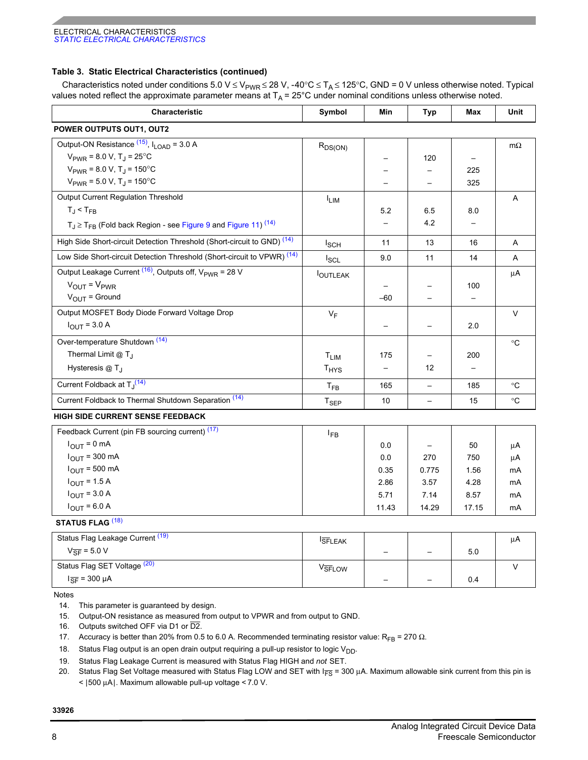### Table 3. Static Electrical Characteristics (continued)

Characteristics noted under conditions 5.0 V ≤ $V_{PWR}$ ≤ 28 V, -40°C ≤ $T_A$ ≤ 125°C, GND = 0 V unless otherwise noted. Typical values noted reflect the approximate parameter means at $T_A$ = 25°C under nominal conditions unless otherwise noted.

| Characteristic | Symbol | Min | Typ | Max | Unit |
|---|---|---|---|---|---|
| **POWER OUTPUTS OUT1, OUT2** | | | | | |
| Output-ON Resistance [15], $I_{LOAD}$ = 3.0 A | $R_{DS(ON)}$ | | | | mΩ |
| $V_{PWR}$ = 8.0 V, $T_J$ = 25°C | | – | 120 | – | |
| $V_{PWR}$ = 8.0 V, $T_J$ = 150°C | | – | – | 225 | |
| $V_{PWR}$ = 5.0 V, $T_J$ = 150°C | | – | – | 325 | |
| Output Current Regulation Threshold | $I_{LIM}$ | | | | A |
| $T_J$ < $T_{FB}$ | | 5.2 | 6.5 | 8.0 | |
| $T_J$ ≥ $T_{FB}$ (Fold back Region - see Figure 9 and Figure 11) [14] | | – | 4.2 | – | |
| High Side Short-circuit Detection Threshold (Short-circuit to GND) [14] | $I_{SCH}$ | 11 | 13 | 16 | A |
| Low Side Short-circuit Detection Threshold (Short-circuit to VPWR) [14] | $I_{SCL}$ | 9.0 | 11 | 14 | A |
| Output Leakage Current [16], Outputs off, $V_{PWR}$ = 28 V | $I_{OUTLEAK}$ | | | | µA |
| $V_{OUT}$ = $V_{PWR}$ | | – | – | 100 | |
| $V_{OUT}$ = Ground | | –60 | – | – | |
| Output MOSFET Body Diode Forward Voltage Drop | $V_F$ | | | | V |
| $I_{OUT}$ = 3.0 A | | – | – | 2.0 | |
| Over-temperature Shutdown [14] | | | | | °C |
| Thermal Limit @ $T_J$ | $T_{LIM}$ | 175 | – | 200 | |
| Hysteresis @ $T_J$ | $T_{HYS}$ | – | 12 | – | |
| Current Foldback at $T_J$ [14] | $T_{FB}$ | 165 | – | 185 | °C |
| Current Foldback to Thermal Shutdown Separation [14] | $T_{SEP}$ | 10 | – | 15 | °C |
| **HIGH SIDE CURRENT SENSE FEEDBACK** | | | | | |
| Feedback Current (pin FB sourcing current) [17] | $I_{FB}$ | | | | |
| $I_{OUT}$ = 0 mA | | 0.0 | – | 50 | µA |
| $I_{OUT}$ = 300 mA | | 0.0 | 270 | 750 | µA |
| $I_{OUT}$ = 500 mA | | 0.35 | 0.775 | 1.56 | mA |
| $I_{OUT}$ = 1.5 A | | 2.86 | 3.57 | 4.28 | mA |
| $I_{OUT}$ = 3.0 A | | 5.71 | 7.14 | 8.57 | mA |
| $I_{OUT}$ = 6.0 A | | 11.43 | 14.29 | 17.15 | mA |
| **STATUS FLAG** [18] | | | | | |
| Status Flag Leakage Current [19] | $I_{\overline{SF}LEAK}$ | | | | µA |
| $V_{\overline{SF}}$ = 5.0 V | | – | – | 5.0 | |
| Status Flag SET Voltage [20] | $V_{\overline{SF}LOW}$ | | | | V |
| $I_{\overline{SF}}$ = 300 µA | | – | – | 0.4 | |

Notes

14. This parameter is guaranteed by design.
15. Output-ON resistance as measured from output to VPWR and from output to GND.
16. Outputs switched OFF via D1 or $\overline{D2}$.
17. Accuracy is better than 20% from 0.5 to 6.0 A. Recommended terminating resistor value: $R_{FB}$ = 270 Ω.
18. Status Flag output is an open drain output requiring a pull-up resistor to logic $V_{DD}$.
19. Status Flag Leakage Current is measured with Status Flag HIGH and *not* SET.
20. Status Flag Set Voltage measured with Status Flag LOW and SET with $I_{\overline{FS}}$ = 300 µA. Maximum allowable sink current from this pin is < |500 µA|. Maximum allowable pull-up voltage < 7.0 V.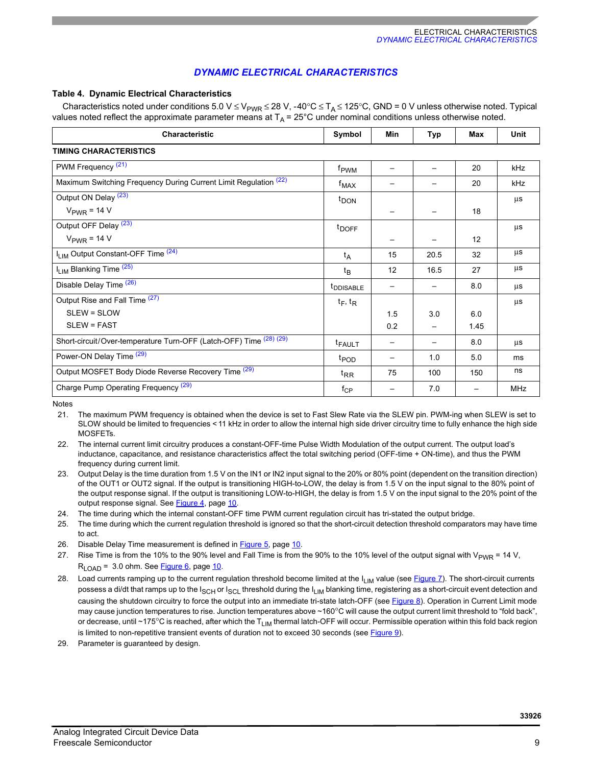## DYNAMIC ELECTRICAL CHARACTERISTICS

**Table 4. Dynamic Electrical Characteristics**

Characteristics noted under conditions 5.0 V ≤ $V_{PWR}$ ≤ 28 V, -40°C ≤ $T_A$ ≤ 125°C, GND = 0 V unless otherwise noted. Typical values noted reflect the approximate parameter means at $T_A$ = 25°C under nominal conditions unless otherwise noted.

| Characteristic | Symbol | Min | Typ | Max | Unit |
|---|---|---|---|---|---|
| **TIMING CHARACTERISTICS** | | | | | |
| PWM Frequency [21] | $f_{PWM}$ | – | – | 20 | kHz |
| Maximum Switching Frequency During Current Limit Regulation [22] | $f_{MAX}$ | – | – | 20 | kHz |
| Output ON Delay [23]<br>$V_{PWR}$ = 14 V | $t_{DON}$ | –| – | 18 | µs |
| Output OFF Delay [23]<br>$V_{PWR}$ = 14 V | $t_{DOFF}$ | – | – | 12 | µs |
| $I_{LIM}$ Output Constant-OFF Time [24] | $t_A$ | 15 | 20.5 | 32 | µs |
| $I_{LIM}$ Blanking Time [25] | $t_B$ | 12 | 16.5 | 27 | µs |
| Disable Delay Time [26] | $t_{DDISABLE}$ | – | – | 8.0 | µs |
| Output Rise and Fall Time [27]<br>SLEW = SLOW<br>SLEW = FAST | $t_F$, $t_R$ | <br>1.5<br>0.2 | <br>3.0<br>– | <br>6.0<br>1.45 | µs |
| Short-circuit/Over-temperature Turn-OFF (Latch-OFF) Time [28] [29] | $t_{FAULT}$ | – | – | 8.0 | µs |
| Power-ON Delay Time [29] | $t_{POD}$ | – | 1.0 | 5.0 | ms |
| Output MOSFET Body Diode Reverse Recovery Time [29] | $t_{RR}$ | 75 | 100 | 150 | ns |
| Charge Pump Operating Frequency [29] | $f_{CP}$ | – | 7.0 | – | MHz |

Notes

21. The maximum PWM frequency is obtained when the device is set to Fast Slew Rate via the SLEW pin. PWM-ing when SLEW is set to SLOW should be limited to frequencies < 11 kHz in order to allow the internal high side driver circuitry time to fully enhance the high side MOSFETs.
22. The internal current limit circuitry produces a constant-OFF-time Pulse Width Modulation of the output current. The output load's inductance, capacitance, and resistance characteristics affect the total switching period (OFF-time + ON-time), and thus the PWM frequency during current limit.
23. Output Delay is the time duration from 1.5 V on the IN1 or IN2 input signal to the 20% or 80% point (dependent on the transition direction) of the OUT1 or OUT2 signal. If the output is transitioning HIGH-to-LOW, the delay is from 1.5 V on the input signal to the 80% point of the output response signal. If the output is transitioning LOW-to-HIGH, the delay is from 1.5 V on the input signal to the 20% point of the output response signal. See Figure 4, page 10.
24. The time during which the internal constant-OFF time PWM current regulation circuit has tri-stated the output bridge.
25. The time during which the current regulation threshold is ignored so that the short-circuit detection threshold comparators may have time to act.
26. Disable Delay Time measurement is defined in Figure 5, page 10.
27. Rise Time is from the 10% to the 90% level and Fall Time is from the 90% to the 10% level of the output signal with $V_{PWR}$ = 14 V, $R_{LOAD}$ = 3.0 ohm. See Figure 6, page 10.
28. Load currents ramping up to the current regulation threshold become limited at the $I_{LIM}$ value (see Figure 7). The short-circuit currents possess a di/dt that ramps up to the $I_{SCH}$ or $I_{SCL}$ threshold during the $I_{LIM}$ blanking time, registering as a short-circuit event detection and causing the shutdown circuitry to force the output into an immediate tri-state latch-OFF (see Figure 8). Operation in Current Limit mode may cause junction temperatures to rise. Junction temperatures above ~160°C will cause the output current limit threshold to "fold back", or decrease, until ~175°C is reached, after which the $T_{LIM}$ thermal latch-OFF will occur. Permissible operation within this fold back region is limited to non-repetitive transient events of duration not to exceed 30 seconds (see Figure 9).
29. Parameter is guaranteed by design.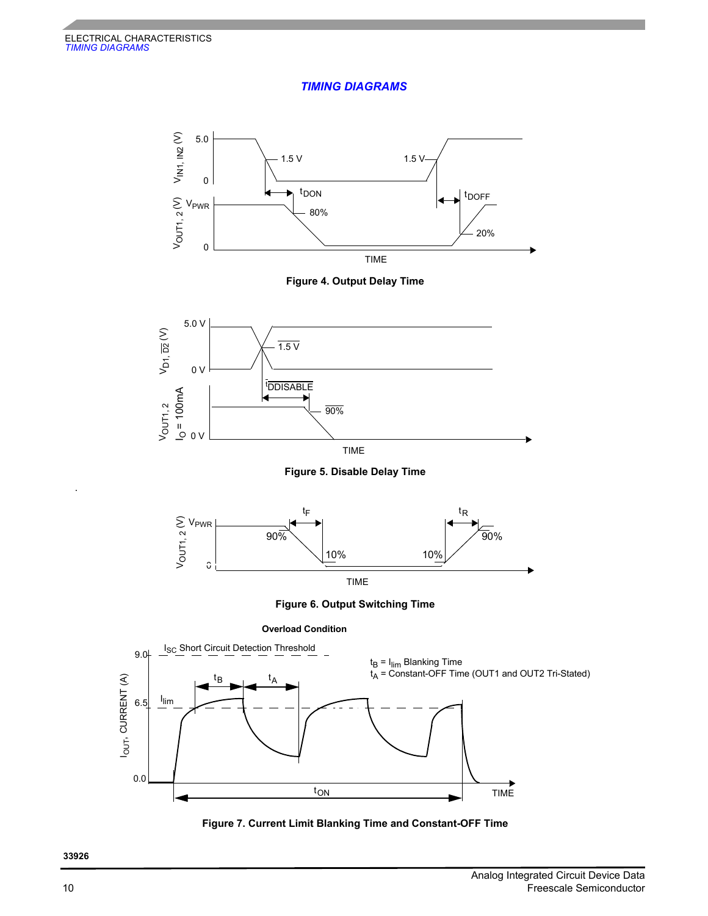## TIMING DIAGRAMS

Figure 4. Output Delay Time

Figure 5. Disable Delay Time

Figure 6. Output Switching Time

Overload Condition

Figure 7. Current Limit Blanking Time and Constant-OFF Time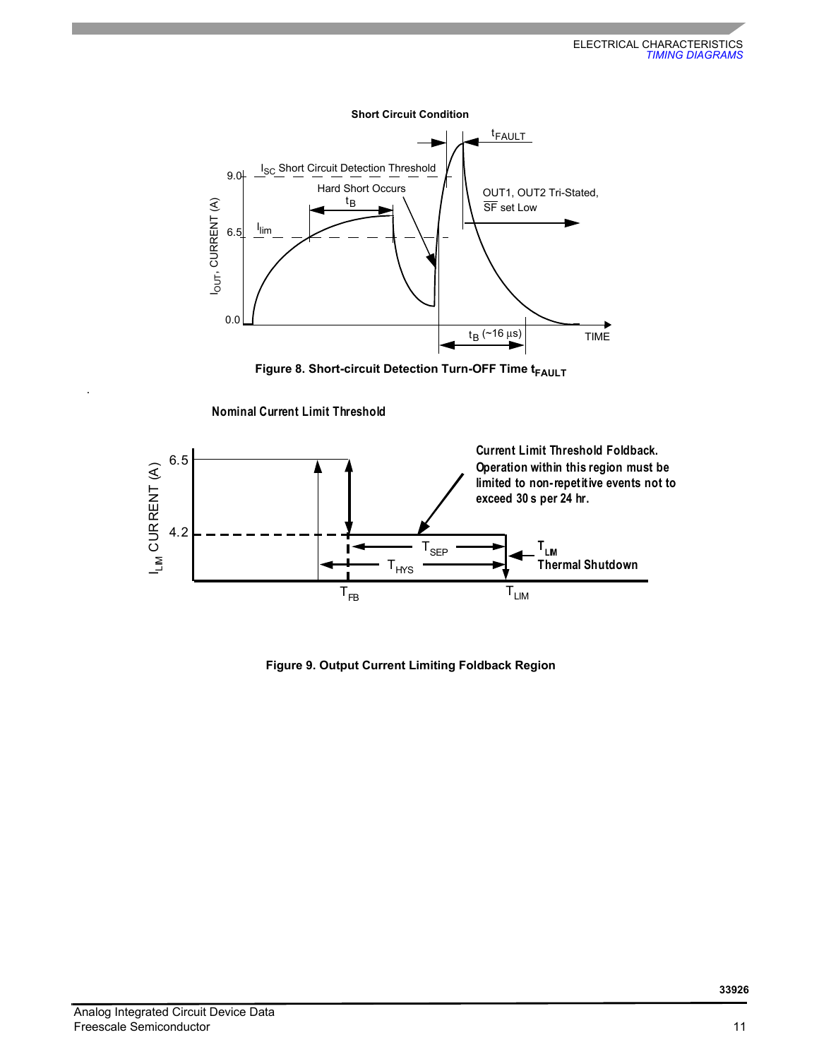Figure 8. Short-circuit Detection Turn-OFF Time $t_{FAULT}$

Figure 9. Output Current Limiting Foldback Region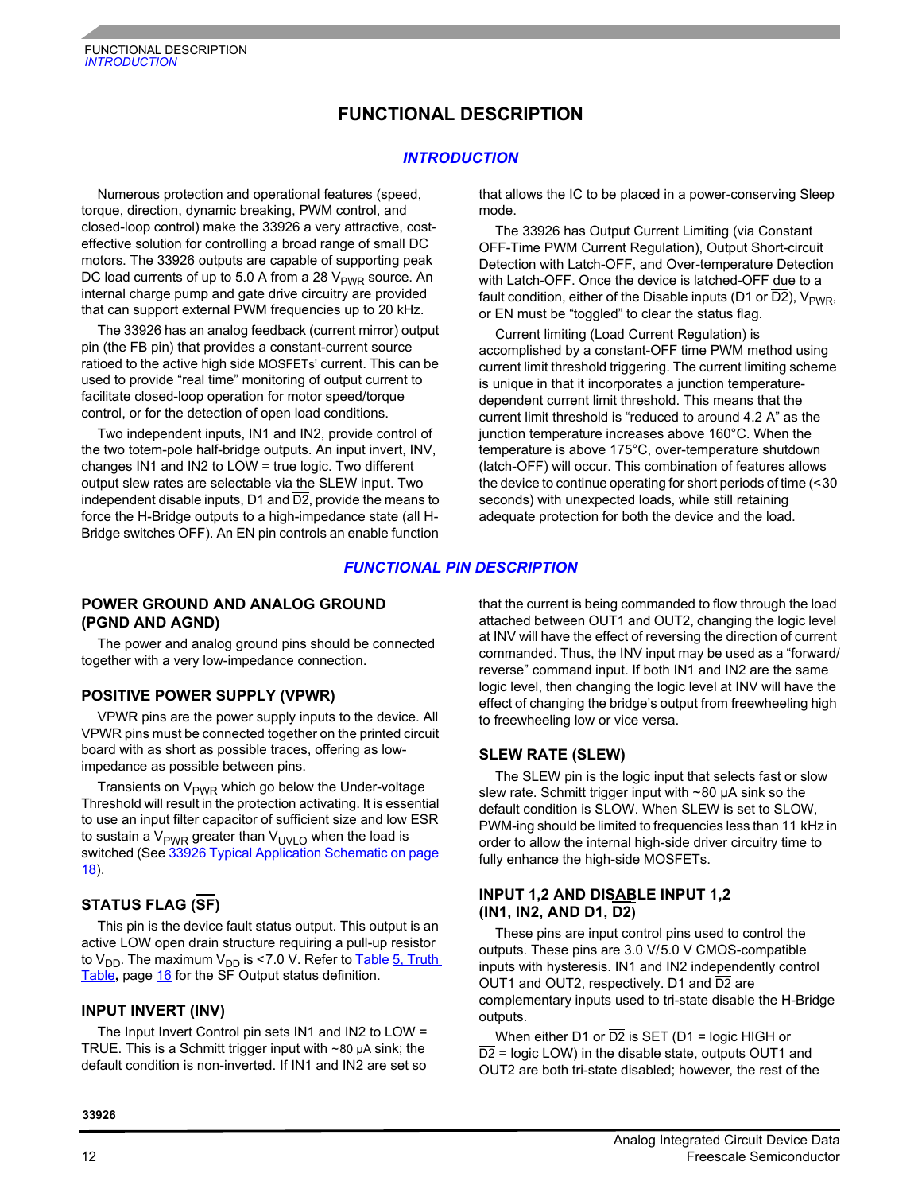# FUNCTIONAL DESCRIPTION

## INTRODUCTION

Numerous protection and operational features (speed, torque, direction, dynamic breaking, PWM control, and closed-loop control) make the 33926 a very attractive, cost-effective solution for controlling a broad range of small DC motors. The 33926 outputs are capable of supporting peak DC load currents of up to 5.0 A from a 28 $V_{PWR}$ source. An internal charge pump and gate drive circuitry are provided that can support external PWM frequencies up to 20 kHz.

The 33926 has an analog feedback (current mirror) output pin (the FB pin) that provides a constant-current source ratioed to the active high side MOSFETs' current. This can be used to provide "real time" monitoring of output current to facilitate closed-loop operation for motor speed/torque control, or for the detection of open load conditions.

Two independent inputs, IN1 and IN2, provide control of the two totem-pole half-bridge outputs. An input invert, INV, changes IN1 and IN2 to LOW = true logic. Two different output slew rates are selectable via the SLEW input. Two independent disable inputs, D1 and $\overline{D2}$, provide the means to force the H-Bridge outputs to a high-impedance state (all H-Bridge switches OFF). An EN pin controls an enable function that allows the IC to be placed in a power-conserving Sleep mode.

The 33926 has Output Current Limiting (via Constant OFF-Time PWM Current Regulation), Output Short-circuit Detection with Latch-OFF, and Over-temperature Detection with Latch-OFF. Once the device is latched-OFF due to a fault condition, either of the Disable inputs (D1 or $\overline{D2}$), $V_{PWR}$, or EN must be "toggled" to clear the status flag.

Current limiting (Load Current Regulation) is accomplished by a constant-OFF time PWM method using current limit threshold triggering. The current limiting scheme is unique in that it incorporates a junction temperature-dependent current limit threshold. This means that the current limit threshold is "reduced to around 4.2 A" as the junction temperature increases above 160°C. When the temperature is above 175°C, over-temperature shutdown (latch-OFF) will occur. This combination of features allows the device to continue operating for short periods of time (<30 seconds) with unexpected loads, while still retaining adequate protection for both the device and the load.

## FUNCTIONAL PIN DESCRIPTION

### POWER GROUND AND ANALOG GROUND (PGND AND AGND)

The power and analog ground pins should be connected together with a very low-impedance connection.

### POSITIVE POWER SUPPLY (VPWR)

VPWR pins are the power supply inputs to the device. All VPWR pins must be connected together on the printed circuit board with as short as possible traces, offering as low-impedance as possible between pins.

Transients on $V_{PWR}$ which go below the Under-voltage Threshold will result in the protection activating. It is essential to use an input filter capacitor of sufficient size and low ESR to sustain a $V_{PWR}$ greater than $V_{UVLO}$ when the load is switched (See 33926 Typical Application Schematic on page 18).

### STATUS FLAG ($\overline{SF}$)

This pin is the device fault status output. This output is an active LOW open drain structure requiring a pull-up resistor to $V_{DD}$. The maximum $V_{DD}$ is <7.0 V. Refer to Table 5, Truth Table, page 16 for the SF Output status definition.

### INPUT INVERT (INV)

The Input Invert Control pin sets IN1 and IN2 to LOW = TRUE. This is a Schmitt trigger input with ~80 µA sink; the default condition is non-inverted. If IN1 and IN2 are set so that the current is being commanded to flow through the load attached between OUT1 and OUT2, changing the logic level at INV will have the effect of reversing the direction of current commanded. Thus, the INV input may be used as a "forward/reverse" command input. If both IN1 and IN2 are the same logic level, then changing the logic level at INV will have the effect of changing the bridge's output from freewheeling high to freewheeling low or vice versa.

### SLEW RATE (SLEW)

The SLEW pin is the logic input that selects fast or slow slew rate. Schmitt trigger input with ~80 µA sink so the default condition is SLOW. When SLEW is set to SLOW, PWM-ing should be limited to frequencies less than 11 kHz in order to allow the internal high-side driver circuitry time to fully enhance the high-side MOSFETs.

### INPUT 1,2 AND DISABLE INPUT 1,2 (IN1, IN2, AND D1, $\overline{D2}$)

These pins are input control pins used to control the outputs. These pins are 3.0 V/5.0 V CMOS-compatible inputs with hysteresis. IN1 and IN2 independently control OUT1 and OUT2, respectively. D1 and $\overline{D2}$ are complementary inputs used to tri-state disable the H-Bridge outputs.

When either D1 or $\overline{D2}$ is SET (D1 = logic HIGH or $\overline{D2}$ = logic LOW) in the disable state, outputs OUT1 and OUT2 are both tri-state disabled; however, the rest of the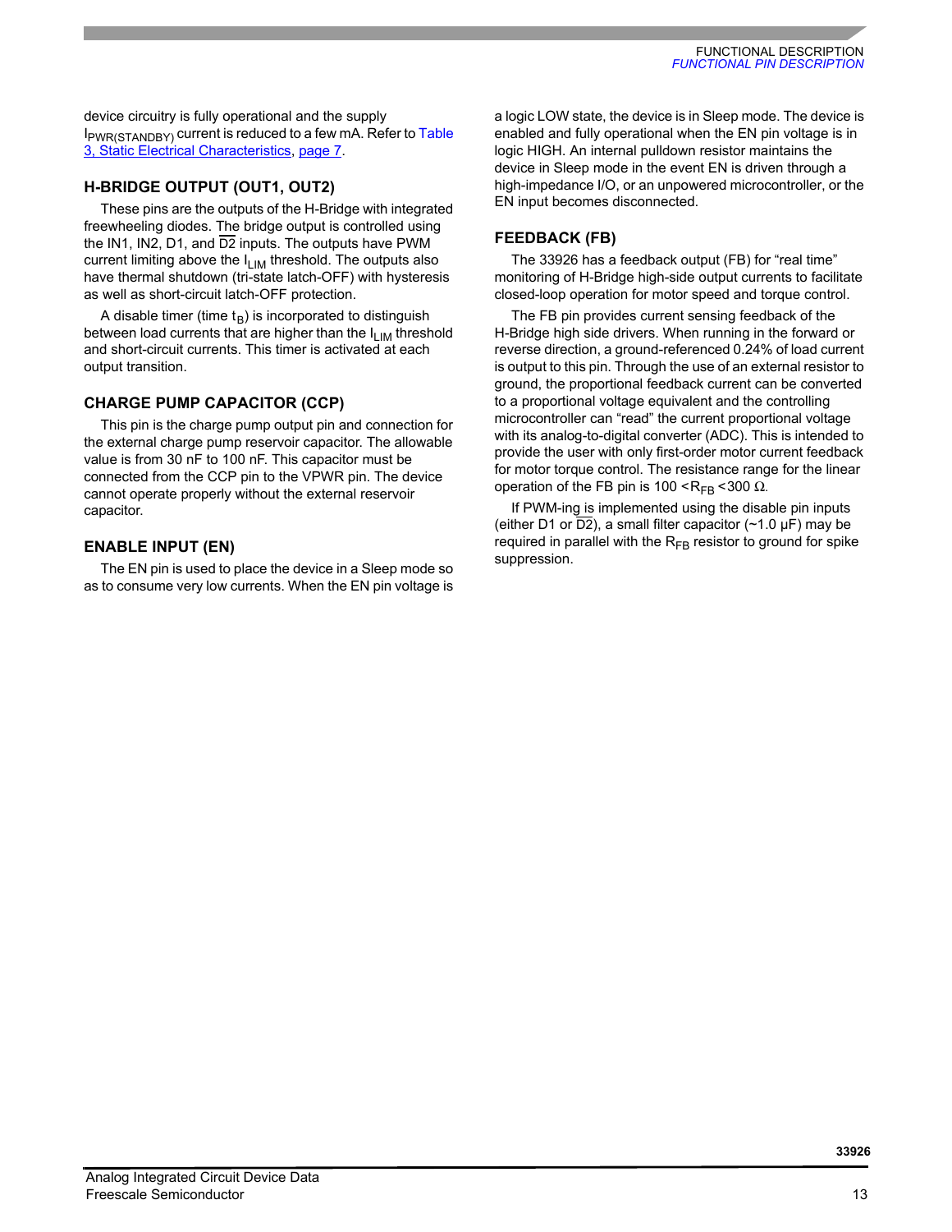device circuitry is fully operational and the supply $I_{PWR(STANDBY)}$ current is reduced to a few mA. Refer to Table 3, Static Electrical Characteristics, page 7.

### H-BRIDGE OUTPUT (OUT1, OUT2)

These pins are the outputs of the H-Bridge with integrated freewheeling diodes. The bridge output is controlled using the IN1, IN2, D1, and $\overline{D2}$ inputs. The outputs have PWM current limiting above the $I_{LIM}$ threshold. The outputs also have thermal shutdown (tri-state latch-OFF) with hysteresis as well as short-circuit latch-OFF protection.

A disable timer (time $t_B$) is incorporated to distinguish between load currents that are higher than the $I_{LIM}$ threshold and short-circuit currents. This timer is activated at each output transition.

### CHARGE PUMP CAPACITOR (CCP)

This pin is the charge pump output pin and connection for the external charge pump reservoir capacitor. The allowable value is from 30 nF to 100 nF. This capacitor must be connected from the CCP pin to the VPWR pin. The device cannot operate properly without the external reservoir capacitor.

### ENABLE INPUT (EN)

The EN pin is used to place the device in a Sleep mode so as to consume very low currents. When the EN pin voltage is a logic LOW state, the device is in Sleep mode. The device is enabled and fully operational when the EN pin voltage is in logic HIGH. An internal pulldown resistor maintains the device in Sleep mode in the event EN is driven through a high-impedance I/O, or an unpowered microcontroller, or the EN input becomes disconnected.

### FEEDBACK (FB)

The 33926 has a feedback output (FB) for “real time” monitoring of H-Bridge high-side output currents to facilitate closed-loop operation for motor speed and torque control.

The FB pin provides current sensing feedback of the H-Bridge high side drivers. When running in the forward or reverse direction, a ground-referenced 0.24% of load current is output to this pin. Through the use of an external resistor to ground, the proportional feedback current can be converted to a proportional voltage equivalent and the controlling microcontroller can “read” the current proportional voltage with its analog-to-digital converter (ADC). This is intended to provide the user with only first-order motor current feedback for motor torque control. The resistance range for the linear operation of the FB pin is $100 < R_{FB} < 300\ \Omega$.

If PWM-ing is implemented using the disable pin inputs (either D1 or $\overline{D2}$), a small filter capacitor (~1.0 μF) may be required in parallel with the $R_{FB}$ resistor to ground for spike suppression.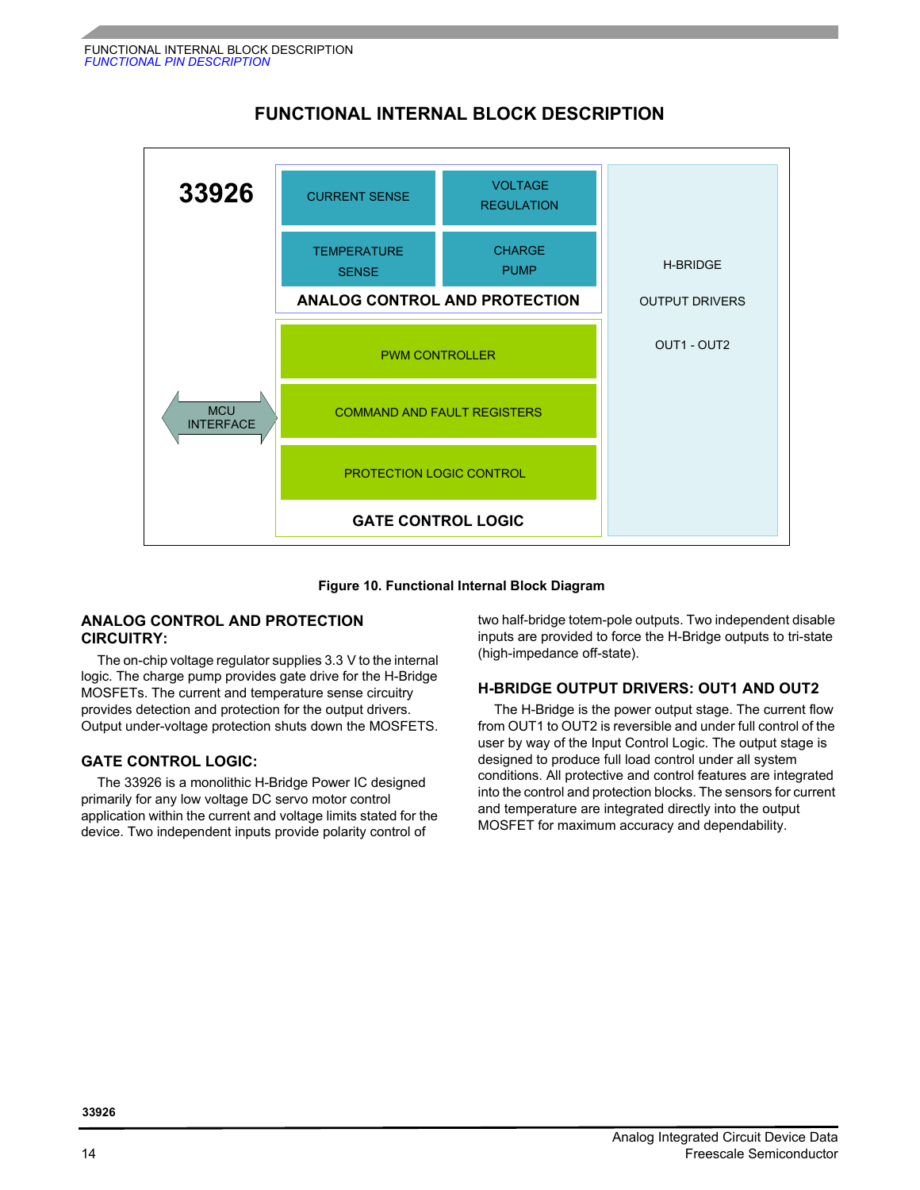# FUNCTIONAL INTERNAL BLOCK DESCRIPTION

33926

CURRENT SENSE | VOLTAGE REGULATION | TEMPERATURE SENSE | CHARGE PUMP

ANALOG CONTROL AND PROTECTION

PWM CONTROLLER

COMMAND AND FAULT REGISTERS

PROTECTION LOGIC CONTROL

GATE CONTROL LOGIC

MCU INTERFACE

H-BRIDGE OUTPUT DRIVERS OUT1 - OUT2

**Figure 10. Functional Internal Block Diagram**

## ANALOG CONTROL AND PROTECTION CIRCUITRY:

The on-chip voltage regulator supplies 3.3 V to the internal logic. The charge pump provides gate drive for the H-Bridge MOSFETs. The current and temperature sense circuitry provides detection and protection for the output drivers. Output under-voltage protection shuts down the MOSFETS.

## GATE CONTROL LOGIC:

The 33926 is a monolithic H-Bridge Power IC designed primarily for any low voltage DC servo motor control application within the current and voltage limits stated for the device. Two independent inputs provide polarity control of two half-bridge totem-pole outputs. Two independent disable inputs are provided to force the H-Bridge outputs to tri-state (high-impedance off-state).

## H-BRIDGE OUTPUT DRIVERS: OUT1 AND OUT2

The H-Bridge is the power output stage. The current flow from OUT1 to OUT2 is reversible and under full control of the user by way of the Input Control Logic. The output stage is designed to produce full load control under all system conditions. All protective and control features are integrated into the control and protection blocks. The sensors for current and temperature are integrated directly into the output MOSFET for maximum accuracy and dependability.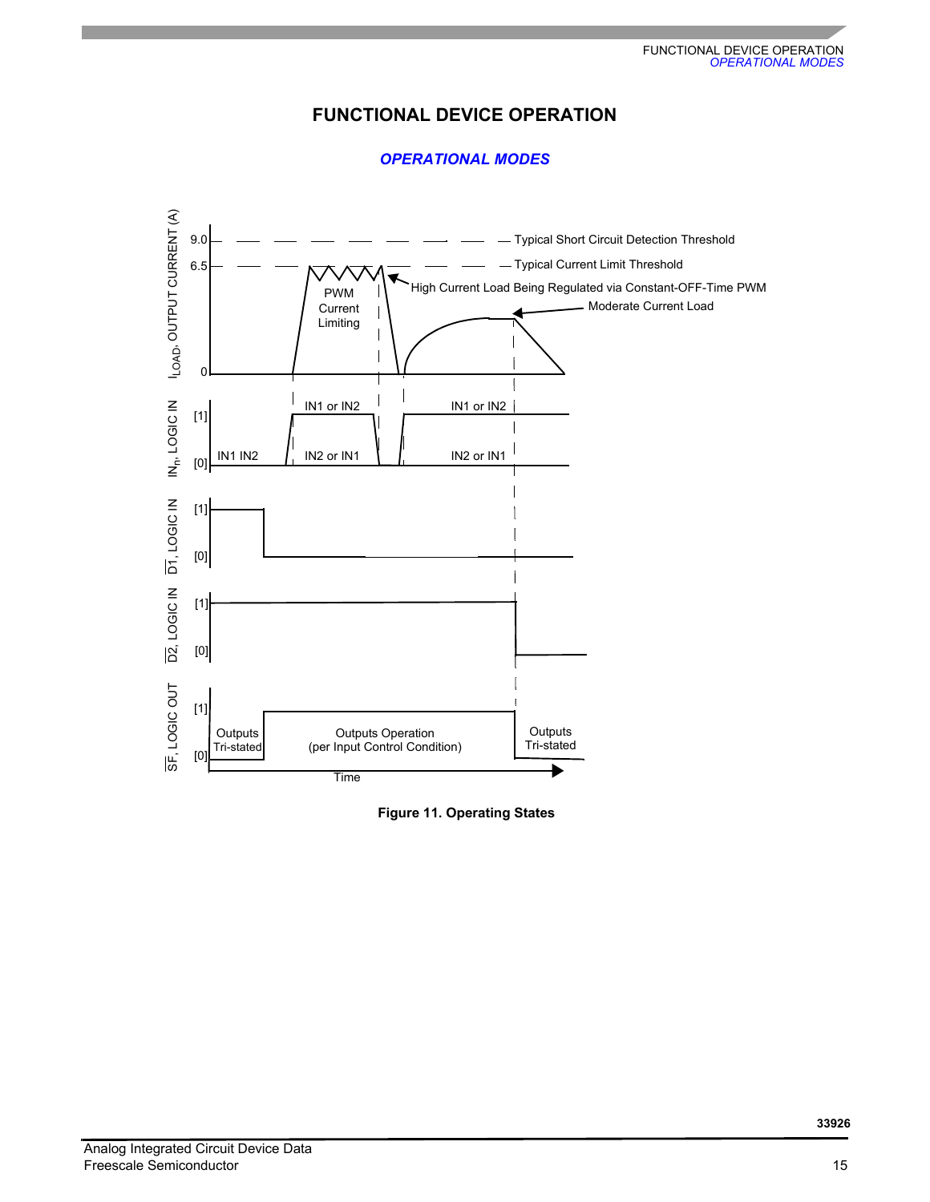# FUNCTIONAL DEVICE OPERATION

## OPERATIONAL MODES

Figure 11. Operating States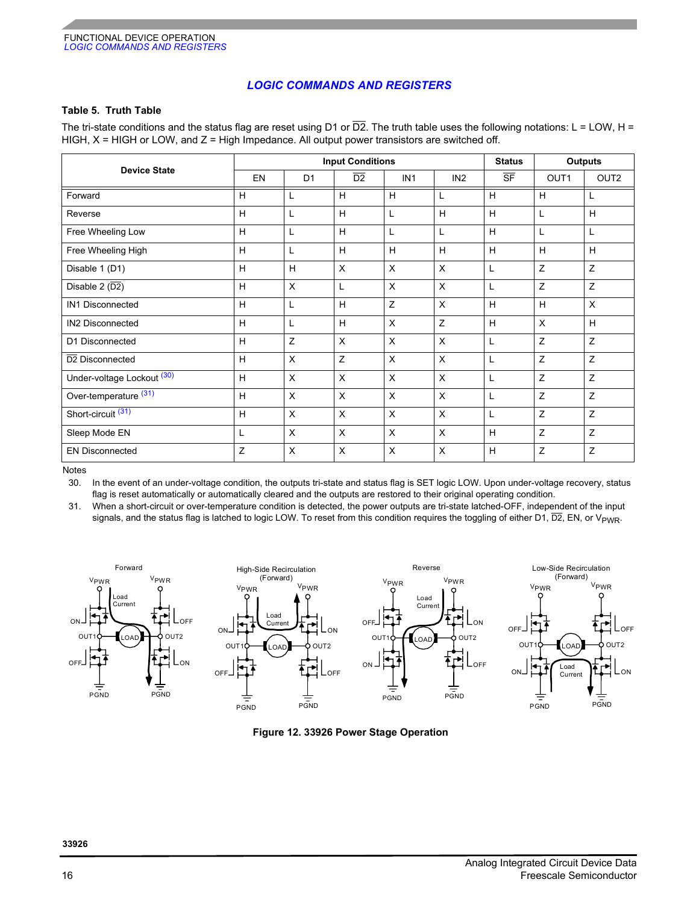## LOGIC COMMANDS AND REGISTERS

### Table 5. Truth Table

The tri-state conditions and the status flag are reset using D1 or $\overline{D2}$. The truth table uses the following notations: L = LOW, H = HIGH, X = HIGH or LOW, and Z = High Impedance. All output power transistors are switched off.

| Device State | Input Conditions | | | | | Status | Outputs | |
|---|---|---|---|---|---|---|---|---|
| | EN | D1 | $\overline{D2}$ | IN1 | IN2 | $\overline{SF}$ | OUT1 | OUT2 |
| Forward | H | L | H | H | L | H | H | L |
| Reverse | H | L | H | L | H | H | L | H |
| Free Wheeling Low | H | L | H | L | L | H | L | L |
| Free Wheeling High | H | L | H | H | H | H | H | H |
| Disable 1 (D1) | H | H | X | X | X | L | Z | Z |
| Disable 2 ($\overline{D2}$) | H | X | L | X | X | L | Z | Z |
| IN1 Disconnected | H | L | H | Z | X | H | H | X |
| IN2 Disconnected | H | L | H | X | Z | H | X | H |
| D1 Disconnected | H | Z | X | X | X | L | Z | Z |
| $\overline{D2}$ Disconnected | H | X | Z | X | X | L | Z | Z |
| Under-voltage Lockout (30) | H | X | X | X | X | L | Z | Z |
| Over-temperature (31) | H | X | X | X | X | L | Z | Z |
| Short-circuit (31) | H | X | X | X | X | L | Z | Z |
| Sleep Mode EN | L | X | X | X | X | H | Z | Z |
| EN Disconnected | Z | X | X | X | X | H | Z | Z |

Notes

30. In the event of an under-voltage condition, the outputs tri-state and status flag is SET logic LOW. Upon under-voltage recovery, status flag is reset automatically or automatically cleared and the outputs are restored to their original operating condition.
31. When a short-circuit or over-temperature condition is detected, the power outputs are tri-state latched-OFF, independent of the input signals, and the status flag is latched to logic LOW. To reset from this condition requires the toggling of either D1, $\overline{D2}$, EN, or $V_{PWR}$.

Figure 12. 33926 Power Stage Operation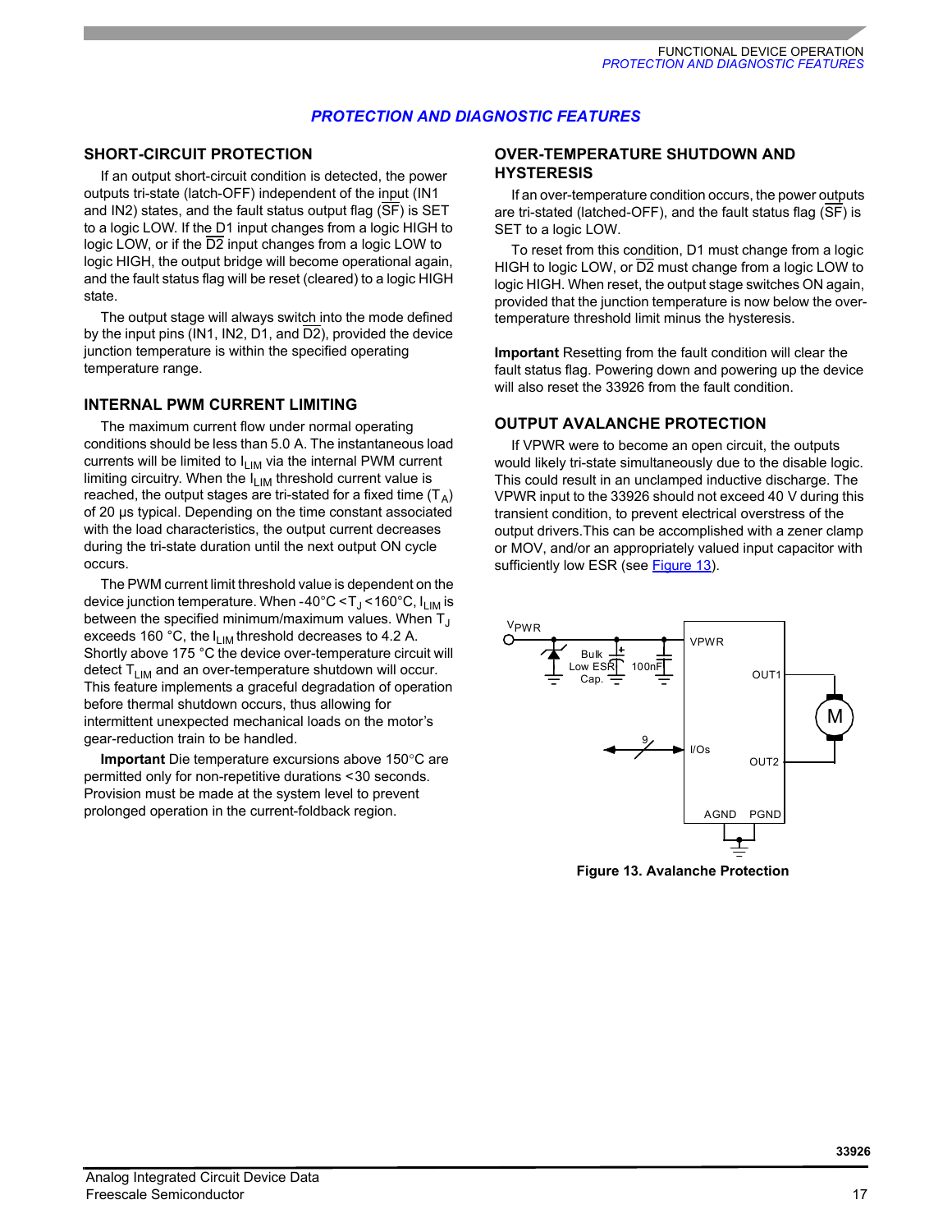## PROTECTION AND DIAGNOSTIC FEATURES

### SHORT-CIRCUIT PROTECTION

If an output short-circuit condition is detected, the power outputs tri-state (latch-OFF) independent of the input (IN1 and IN2) states, and the fault status output flag ($\overline{SF}$) is SET to a logic LOW. If the D1 input changes from a logic HIGH to logic LOW, or if the $\overline{D2}$ input changes from a logic LOW to logic HIGH, the output bridge will become operational again, and the fault status flag will be reset (cleared) to a logic HIGH state.

The output stage will always switch into the mode defined by the input pins (IN1, IN2, D1, and $\overline{D2}$), provided the device junction temperature is within the specified operating temperature range.

### INTERNAL PWM CURRENT LIMITING

The maximum current flow under normal operating conditions should be less than 5.0 A. The instantaneous load currents will be limited to $I_{LIM}$ via the internal PWM current limiting circuitry. When the $I_{LIM}$ threshold current value is reached, the output stages are tri-stated for a fixed time ($T_A$) of 20 µs typical. Depending on the time constant associated with the load characteristics, the output current decreases during the tri-state duration until the next output ON cycle occurs.

The PWM current limit threshold value is dependent on the device junction temperature. When -40°C < $T_J$ < 160°C, $I_{LIM}$ is between the specified minimum/maximum values. When $T_J$ exceeds 160 °C, the $I_{LIM}$ threshold decreases to 4.2 A. Shortly above 175 °C the device over-temperature circuit will detect $T_{LIM}$ and an over-temperature shutdown will occur. This feature implements a graceful degradation of operation before thermal shutdown occurs, thus allowing for intermittent unexpected mechanical loads on the motor's gear-reduction train to be handled.

**Important** Die temperature excursions above 150°C are permitted only for non-repetitive durations < 30 seconds. Provision must be made at the system level to prevent prolonged operation in the current-foldback region.

### OVER-TEMPERATURE SHUTDOWN AND HYSTERESIS

If an over-temperature condition occurs, the power outputs are tri-stated (latched-OFF), and the fault status flag ($\overline{SF}$) is SET to a logic LOW.

To reset from this condition, D1 must change from a logic HIGH to logic LOW, or $\overline{D2}$ must change from a logic LOW to logic HIGH. When reset, the output stage switches ON again, provided that the junction temperature is now below the over-temperature threshold limit minus the hysteresis.

**Important** Resetting from the fault condition will clear the fault status flag. Powering down and powering up the device will also reset the 33926 from the fault condition.

### OUTPUT AVALANCHE PROTECTION

If VPWR were to become an open circuit, the outputs would likely tri-state simultaneously due to the disable logic. This could result in an unclamped inductive discharge. The VPWR input to the 33926 should not exceed 40 V during this transient condition, to prevent electrical overstress of the output drivers.This can be accomplished with a zener clamp or MOV, and/or an appropriately valued input capacitor with sufficiently low ESR (see Figure 13).

**Figure 13. Avalanche Protection**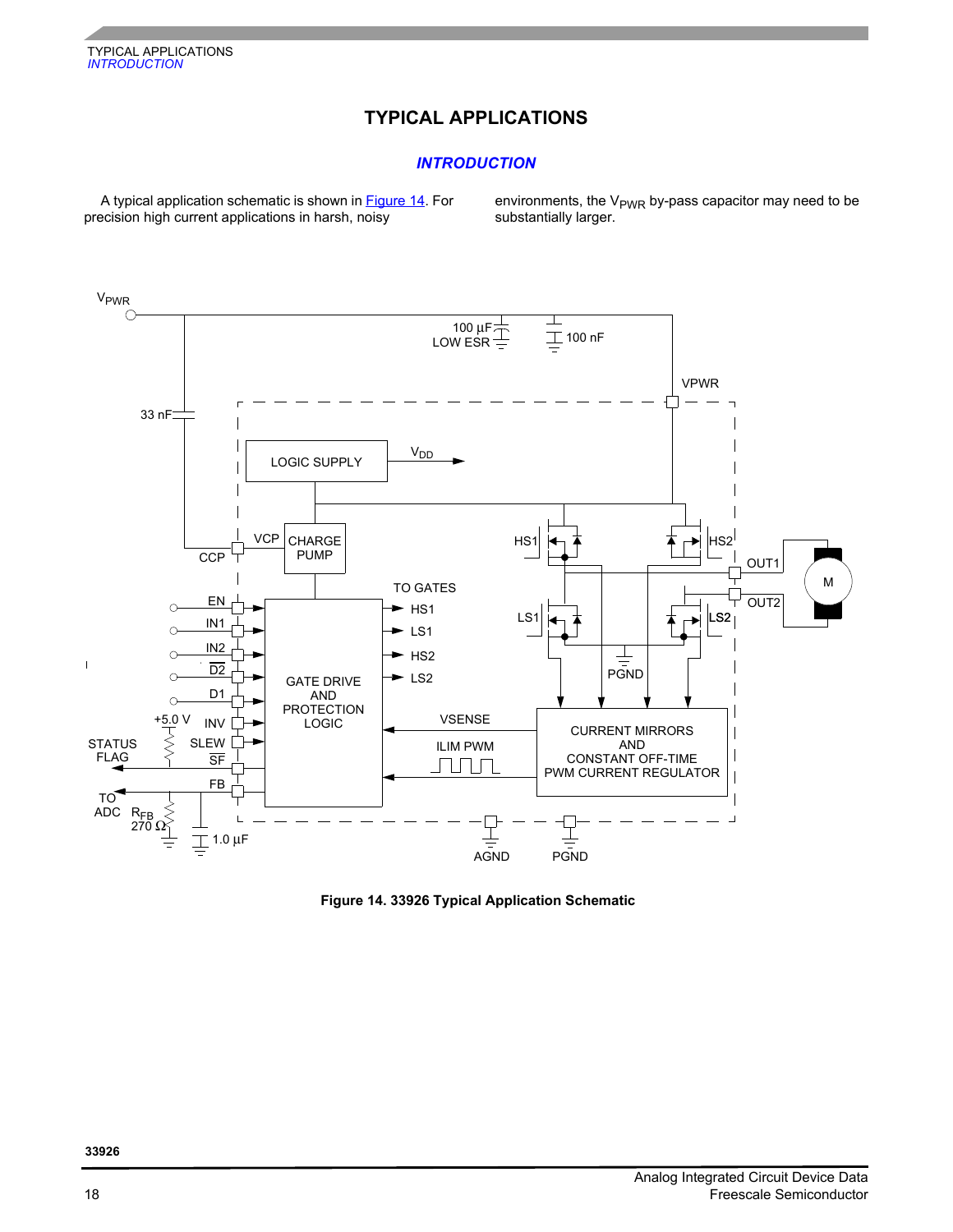# TYPICAL APPLICATIONS

## INTRODUCTION

A typical application schematic is shown in Figure 14. For precision high current applications in harsh, noisy environments, the $V_{PWR}$ by-pass capacitor may need to be substantially larger.

**Figure 14. 33926 Typical Application Schematic**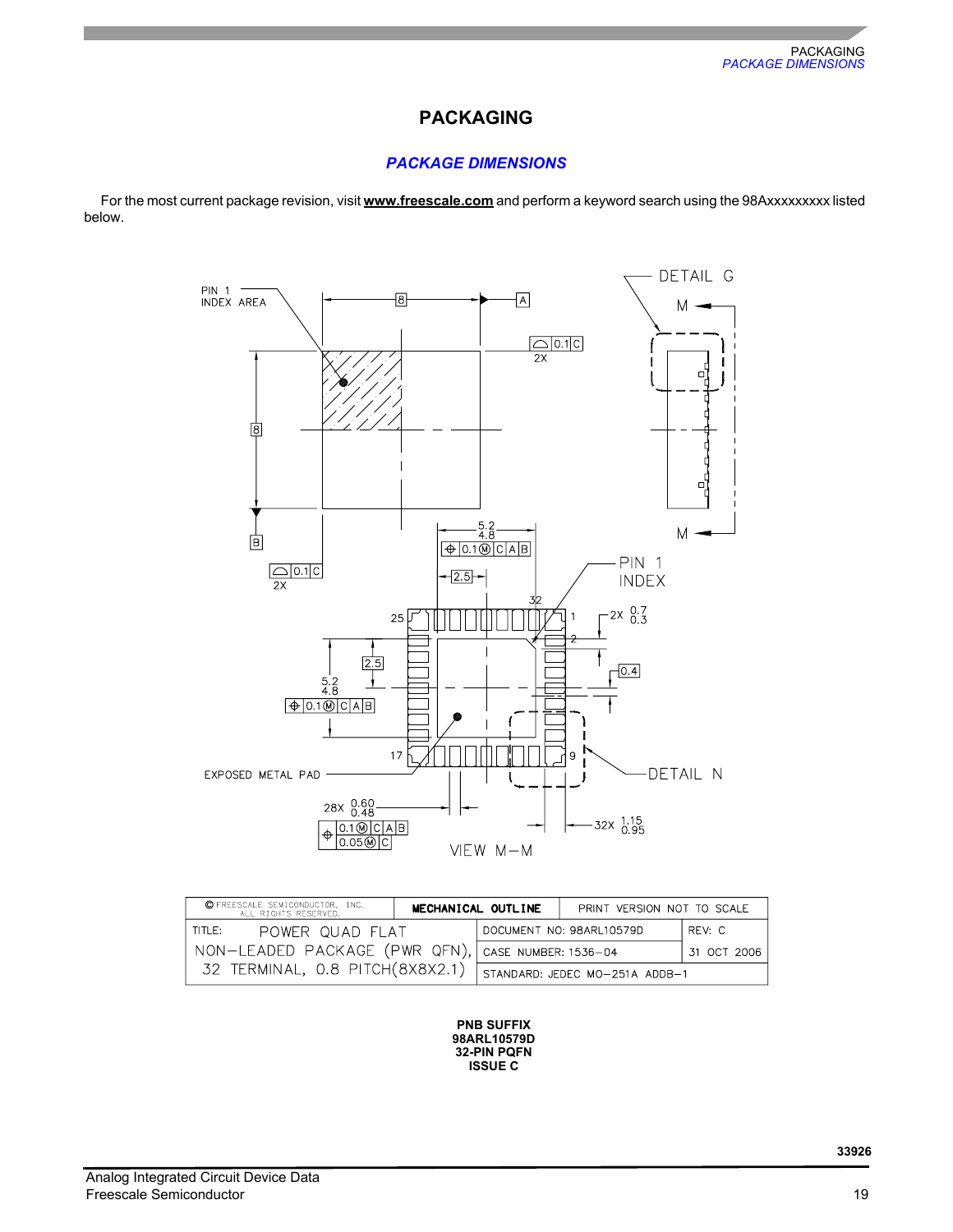# PACKAGING

## PACKAGE DIMENSIONS

For the most current package revision, visit **www.freescale.com** and perform a keyword search using the 98Axxxxxxxxx listed below.

| © FREESCALE SEMICONDUCTOR, INC. ALL RIGHTS RESERVED. | MECHANICAL OUTLINE | PRINT VERSION NOT TO SCALE | |
|---|---|---|---|
| TITLE: POWER QUAD FLAT NON-LEADED PACKAGE (PWR QFN), 32 TERMINAL, 0.8 PITCH(8X8X2.1) | | DOCUMENT NO: 98ARL10579D | REV: C |
| | | CASE NUMBER: 1536-04 | 31 OCT 2006 |
| | | STANDARD: JEDEC MO-251A ADDB-1 | |

**PNB SUFFIX**
**98ARL10579D**
**32-PIN PQFN**
**ISSUE C**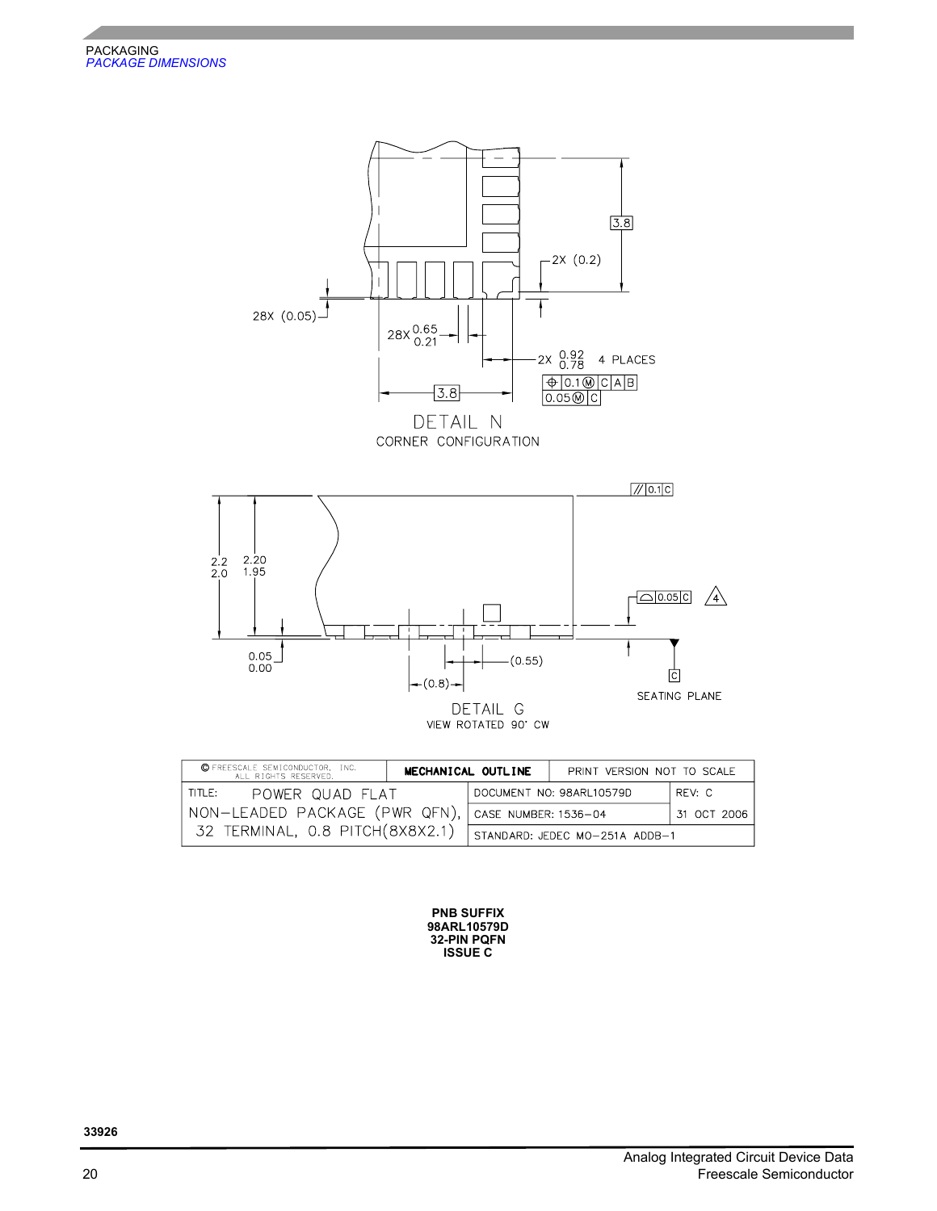DETAIL N

CORNER CONFIGURATION

28X (0.05)

28X 0.65 / 0.21

2X (0.2)

3.8

3.8

2X 0.92 / 0.78 4 PLACES

0.1 Ⓜ C A B

0.05 Ⓜ C

DETAIL G

VIEW ROTATED 90° CW

2.2 / 2.0

2.20 / 1.95

0.05 / 0.00

(0.8)

(0.55)

// 0.1 C

0.05 C

4

C

SEATING PLANE

| © FREESCALE SEMICONDUCTOR, INC. ALL RIGHTS RESERVED. | MECHANICAL OUTLINE | | PRINT VERSION NOT TO SCALE |
|---|---|---|---|
| TITLE: POWER QUAD FLAT NON-LEADED PACKAGE (PWR QFN), 32 TERMINAL, 0.8 PITCH(8X8X2.1) | DOCUMENT NO: 98ARL10579D | | REV: C |
| | CASE NUMBER: 1536-04 | | 31 OCT 2006 |
| | STANDARD: JEDEC MO-251A ADDB-1 | | |

**PNB SUFFIX**
**98ARL10579D**
**32-PIN PQFN**
**ISSUE C**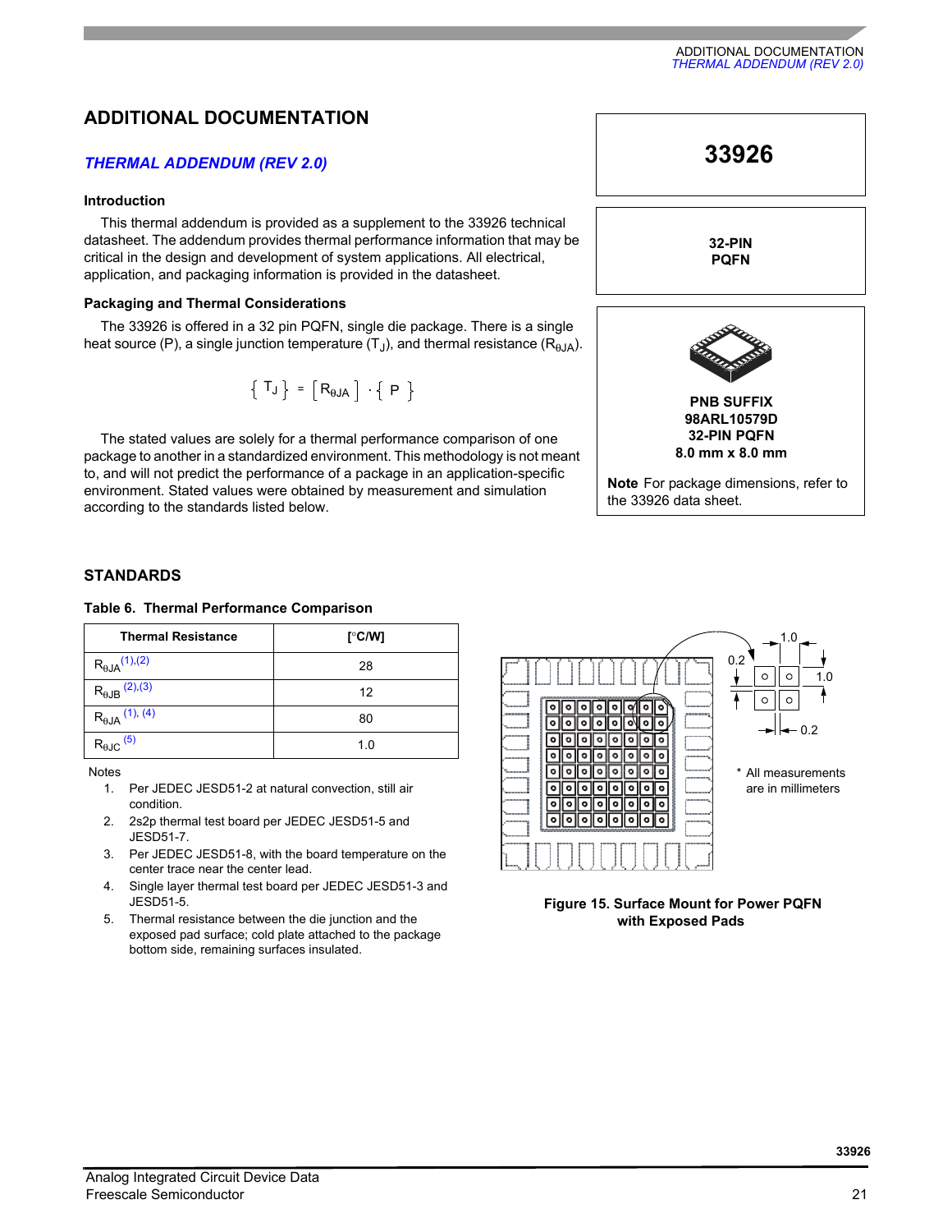# ADDITIONAL DOCUMENTATION

## *THERMAL ADDENDUM (REV 2.0)*

### Introduction

This thermal addendum is provided as a supplement to the 33926 technical datasheet. The addendum provides thermal performance information that may be critical in the design and development of system applications. All electrical, application, and packaging information is provided in the datasheet.

### Packaging and Thermal Considerations

The 33926 is offered in a 32 pin PQFN, single die package. There is a single heat source (P), a single junction temperature ($T_J$), and thermal resistance ($R_{\theta JA}$).

$$\{T_J\} = [R_{\theta JA}] \cdot \{P\}$$

The stated values are solely for a thermal performance comparison of one package to another in a standardized environment. This methodology is not meant to, and will not predict the performance of a package in an application-specific environment. Stated values were obtained by measurement and simulation according to the standards listed below.

**33926**

**32-PIN PQFN**

**PNB SUFFIX**
**98ARL10579D**
**32-PIN PQFN**
**8.0 mm x 8.0 mm**

**Note** For package dimensions, refer to the 33926 data sheet.

## STANDARDS

**Table 6. Thermal Performance Comparison**

| Thermal Resistance | [°C/W] |
|---|---|
| $R_{\theta JA}$ [(1),(2)] | 28 |
| $R_{\theta JB}$ [(2),(3)] | 12 |
| $R_{\theta JA}$ [(1), (4)] | 80 |
| $R_{\theta JC}$ [(5)] | 1.0 |

Notes

1. Per JEDEC JESD51-2 at natural convection, still air condition.
2. 2s2p thermal test board per JEDEC JESD51-5 and JESD51-7.
3. Per JEDEC JESD51-8, with the board temperature on the center trace near the center lead.
4. Single layer thermal test board per JEDEC JESD51-3 and JESD51-5.
5. Thermal resistance between the die junction and the exposed pad surface; cold plate attached to the package bottom side, remaining surfaces insulated.

1.0

0.2

1.0

0.2

\* All measurements are in millimeters

**Figure 15. Surface Mount for Power PQFN with Exposed Pads**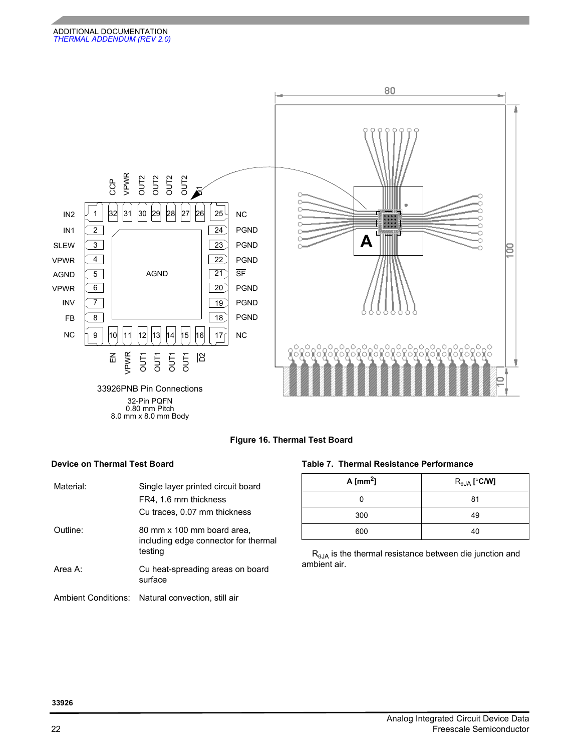33926PNB Pin Connections

32-Pin PQFN
0.80 mm Pitch
8.0 mm x 8.0 mm Body

Figure 16. Thermal Test Board

**Device on Thermal Test Board**

| | |
|---|---|
| Material: | Single layer printed circuit board<br>FR4, 1.6 mm thickness<br>Cu traces, 0.07 mm thickness |
| Outline: | 80 mm x 100 mm board area, including edge connector for thermal testing |
| Area A: | Cu heat-spreading areas on board surface |
| Ambient Conditions: | Natural convection, still air |

**Table 7. Thermal Resistance Performance**

| A [mm$^2$] | $R_{\theta JA}$ [°C/W] |
|---|---|
| 0 | 81 |
| 300 | 49 |
| 600 | 40 |

$R_{\theta JA}$ is the thermal resistance between die junction and ambient air.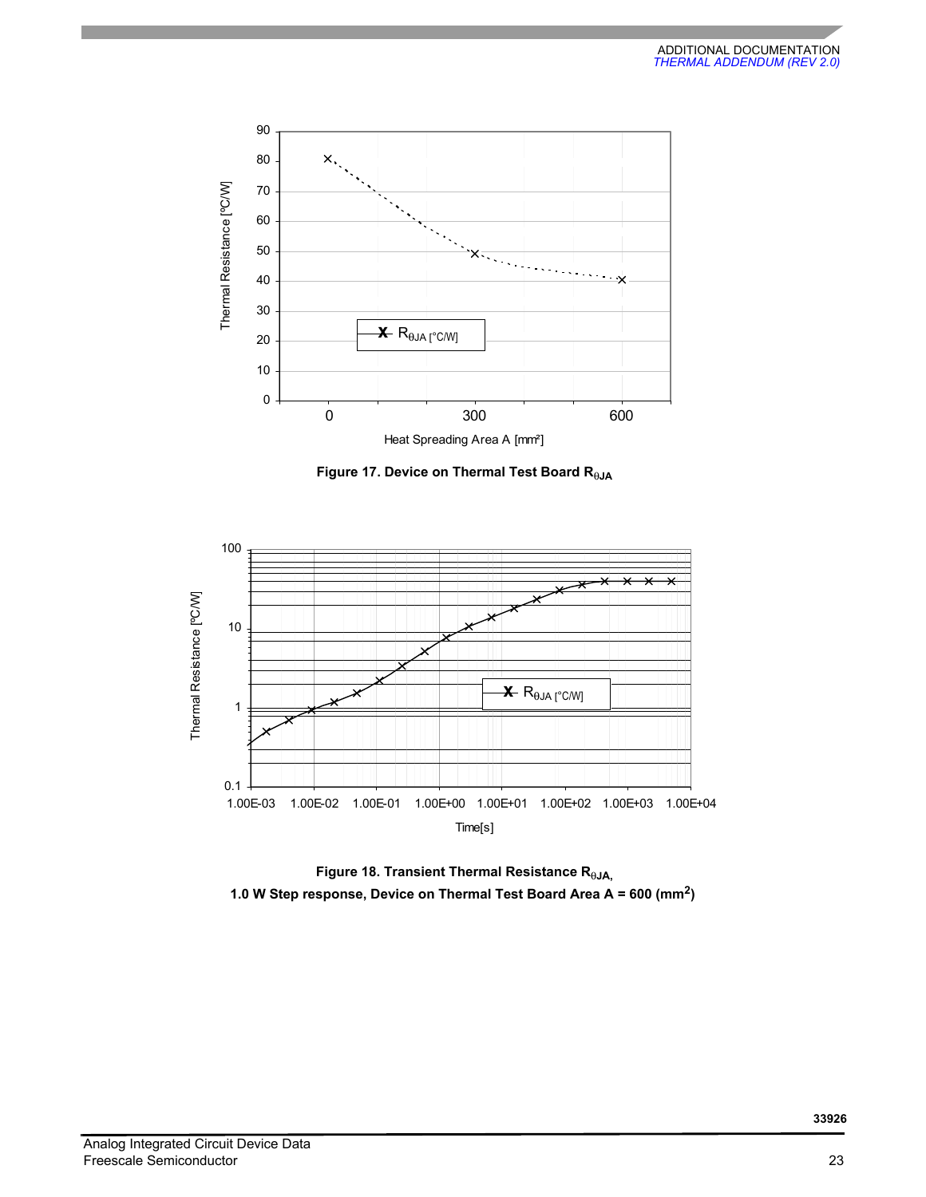Figure 17. Device on Thermal Test Board $R_{\theta JA}$

Figure 18. Transient Thermal Resistance $R_{\theta JA}$,
1.0 W Step response, Device on Thermal Test Board Area A = 600 ($mm^2$)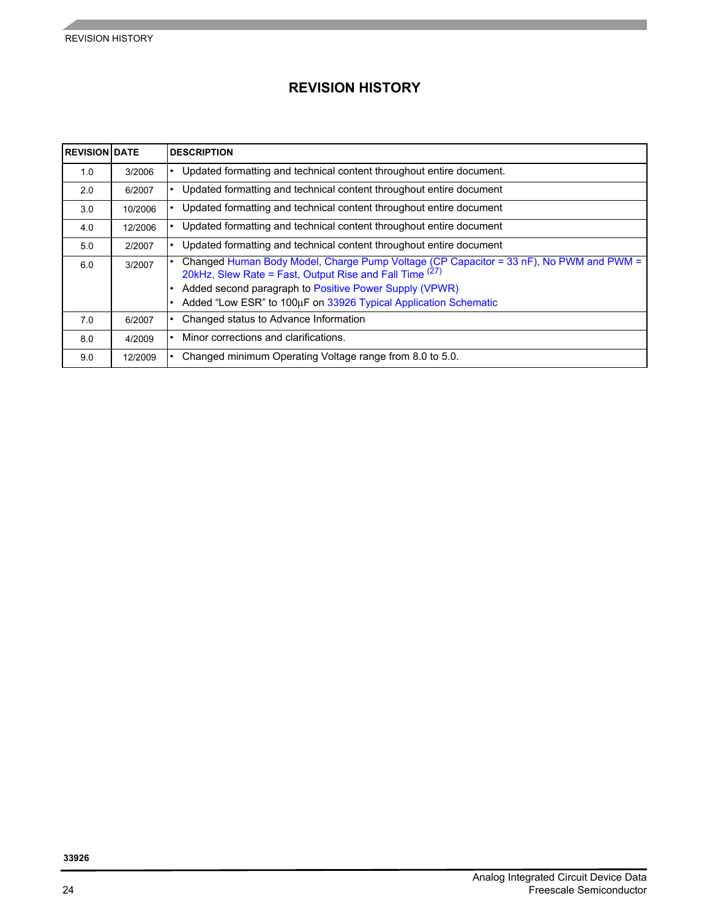# REVISION HISTORY

| REVISION | DATE | DESCRIPTION |
|---|---|---|
| 1.0 | 3/2006 | • Updated formatting and technical content throughout entire document. |
| 2.0 | 6/2007 | • Updated formatting and technical content throughout entire document |
| 3.0 | 10/2006 | • Updated formatting and technical content throughout entire document |
| 4.0 | 12/2006 | • Updated formatting and technical content throughout entire document |
| 5.0 | 2/2007 | • Updated formatting and technical content throughout entire document |
| 6.0 | 3/2007 | • Changed Human Body Model, Charge Pump Voltage (CP Capacitor = 33 nF), No PWM and PWM = 20kHz, Slew Rate = Fast, Output Rise and Fall Time [27]<br>• Added second paragraph to Positive Power Supply (VPWR)<br>• Added “Low ESR” to 100µF on 33926 Typical Application Schematic |
| 7.0 | 6/2007 | • Changed status to Advance Information |
| 8.0 | 4/2009 | • Minor corrections and clarifications. |
| 9.0 | 12/2009 | • Changed minimum Operating Voltage range from 8.0 to 5.0. |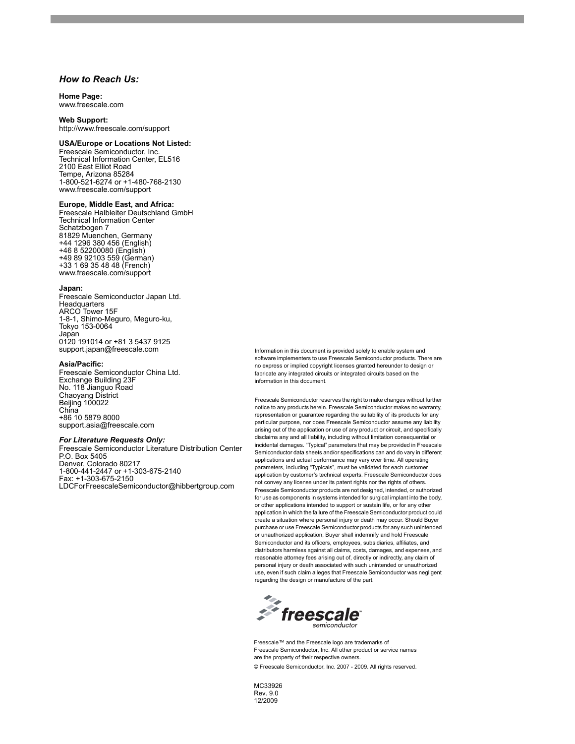## *How to Reach Us:*

**Home Page:**
www.freescale.com

**Web Support:**
http://www.freescale.com/support

**USA/Europe or Locations Not Listed:**
Freescale Semiconductor, Inc.
Technical Information Center, EL516
2100 East Elliot Road
Tempe, Arizona 85284
1-800-521-6274 or +1-480-768-2130
www.freescale.com/support

**Europe, Middle East, and Africa:**
Freescale Halbleiter Deutschland GmbH
Technical Information Center
Schatzbogen 7
81829 Muenchen, Germany
+44 1296 380 456 (English)
+46 8 52200080 (English)
+49 89 92103 559 (German)
+33 1 69 35 48 48 (French)
www.freescale.com/support

**Japan:**
Freescale Semiconductor Japan Ltd.
Headquarters
ARCO Tower 15F
1-8-1, Shimo-Meguro, Meguro-ku,
Tokyo 153-0064
Japan
0120 191014 or +81 3 5437 9125
support.japan@freescale.com

**Asia/Pacific:**
Freescale Semiconductor China Ltd.
Exchange Building 23F
No. 118 Jianguo Road
Chaoyang District
Beijing 100022
China
+86 10 5879 8000
support.asia@freescale.com

***For Literature Requests Only:***
Freescale Semiconductor Literature Distribution Center
P.O. Box 5405
Denver, Colorado 80217
1-800-441-2447 or +1-303-675-2140
Fax: +1-303-675-2150
LDCForFreescaleSemiconductor@hibbertgroup.com

Information in this document is provided solely to enable system and software implementers to use Freescale Semiconductor products. There are no express or implied copyright licenses granted hereunder to design or fabricate any integrated circuits or integrated circuits based on the information in this document.

Freescale Semiconductor reserves the right to make changes without further notice to any products herein. Freescale Semiconductor makes no warranty, representation or guarantee regarding the suitability of its products for any particular purpose, nor does Freescale Semiconductor assume any liability arising out of the application or use of any product or circuit, and specifically disclaims any and all liability, including without limitation consequential or incidental damages. “Typical” parameters that may be provided in Freescale Semiconductor data sheets and/or specifications can and do vary in different applications and actual performance may vary over time. All operating parameters, including “Typicals”, must be validated for each customer application by customer’s technical experts. Freescale Semiconductor does not convey any license under its patent rights nor the rights of others. Freescale Semiconductor products are not designed, intended, or authorized for use as components in systems intended for surgical implant into the body, or other applications intended to support or sustain life, or for any other application in which the failure of the Freescale Semiconductor product could create a situation where personal injury or death may occur. Should Buyer purchase or use Freescale Semiconductor products for any such unintended or unauthorized application, Buyer shall indemnify and hold Freescale Semiconductor and its officers, employees, subsidiaries, affiliates, and distributors harmless against all claims, costs, damages, and expenses, and reasonable attorney fees arising out of, directly or indirectly, any claim of personal injury or death associated with such unintended or unauthorized use, even if such claim alleges that Freescale Semiconductor was negligent regarding the design or manufacture of the part.

freescale™ semiconductor

Freescale™ and the Freescale logo are trademarks of Freescale Semiconductor, Inc. All other product or service names are the property of their respective owners.

© Freescale Semiconductor, Inc. 2007 - 2009. All rights reserved.

MC33926
Rev. 9.0
12/2009